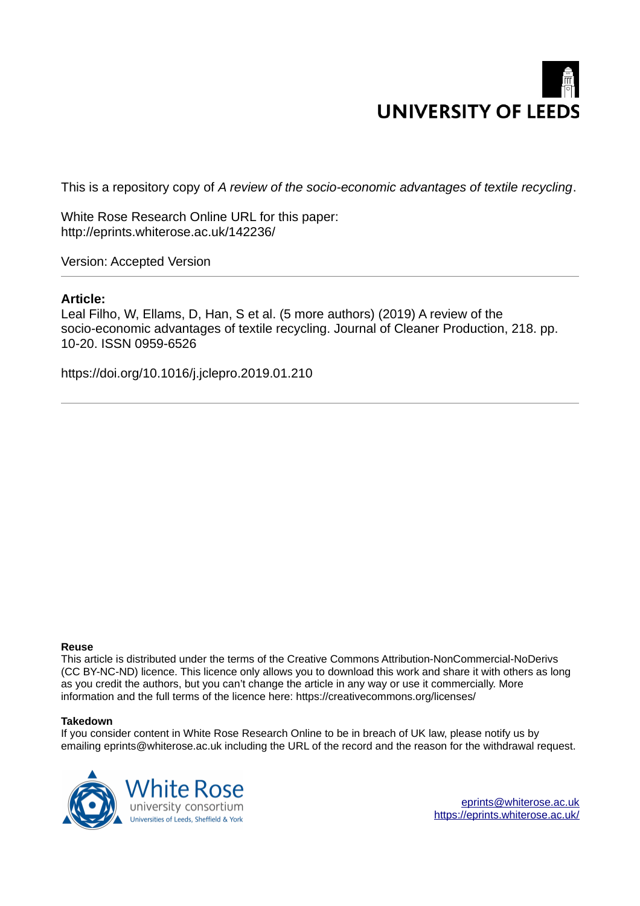UNIVERSITY OF LEEDS

This is a repository copy of *A review of the socio-economic advantages of textile recycling*.

White Rose Research Online URL for this paper:
http://eprints.whiterose.ac.uk/142236/

Version: Accepted Version

**Article:**

Leal Filho, W, Ellams, D, Han, S et al. (5 more authors) (2019) A review of the socio-economic advantages of textile recycling. Journal of Cleaner Production, 218. pp. 10-20. ISSN 0959-6526

https://doi.org/10.1016/j.jclepro.2019.01.210

**Reuse**

This article is distributed under the terms of the Creative Commons Attribution-NonCommercial-NoDerivs (CC BY-NC-ND) licence. This licence only allows you to download this work and share it with others as long as you credit the authors, but you can't change the article in any way or use it commercially. More information and the full terms of the licence here: https://creativecommons.org/licenses/

**Takedown**

If you consider content in White Rose Research Online to be in breach of UK law, please notify us by emailing eprints@whiterose.ac.uk including the URL of the record and the reason for the withdrawal request.

White Rose university consortium
Universities of Leeds, Sheffield & York

eprints@whiterose.ac.uk
https://eprints.whiterose.ac.uk/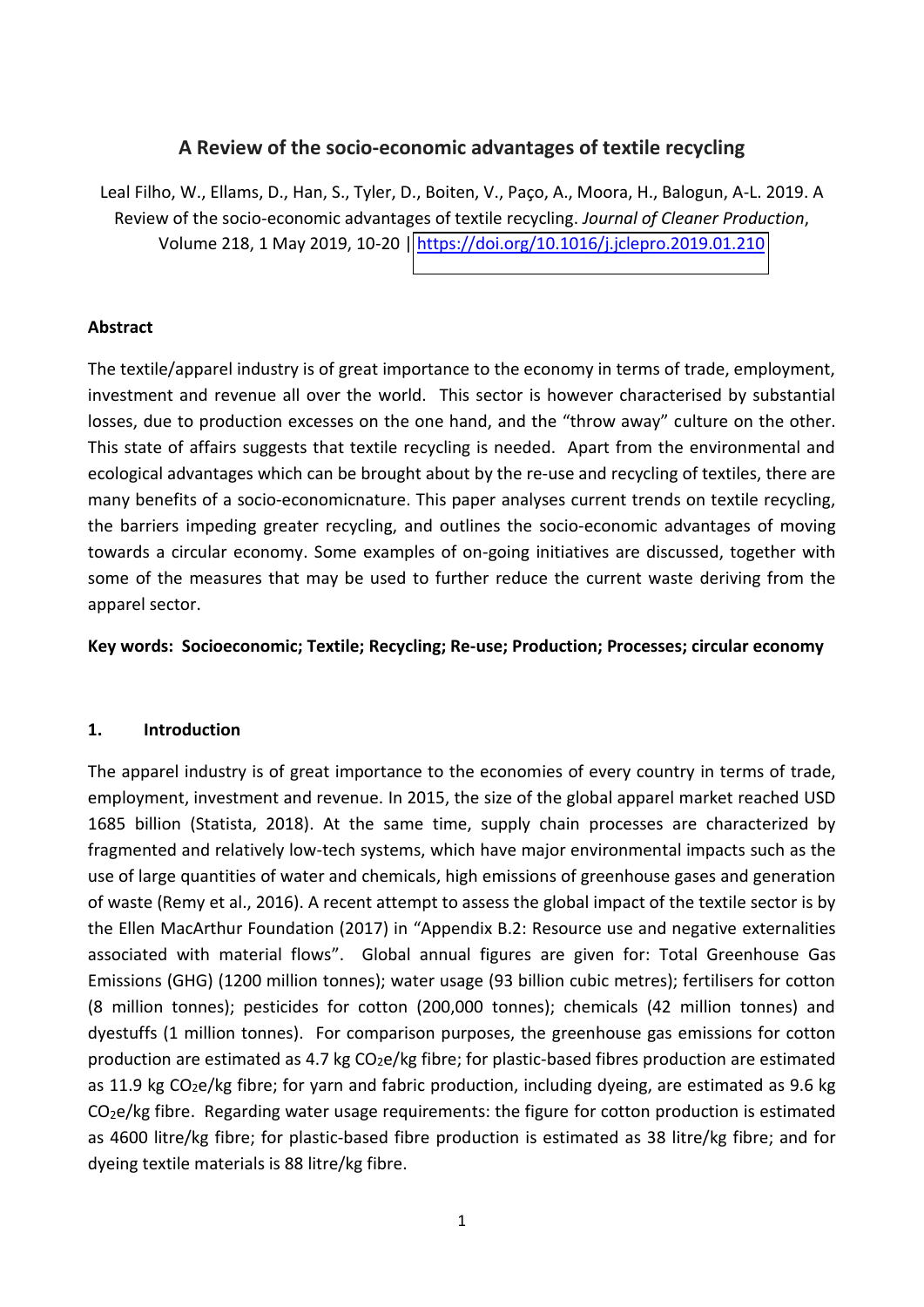## A Review of the socio-economic advantages of textile recycling

Leal Filho, W., Ellams, D., Han, S., Tyler, D., Boiten, V., Paço, A., Moora, H., Balogun, A-L. 2019. A Review of the socio-economic advantages of textile recycling. *Journal of Cleaner Production*, Volume 218, 1 May 2019, 10-20 | https://doi.org/10.1016/j.jclepro.2019.01.210

**Abstract**

The textile/apparel industry is of great importance to the economy in terms of trade, employment, investment and revenue all over the world. This sector is however characterised by substantial losses, due to production excesses on the one hand, and the "throw away" culture on the other. This state of affairs suggests that textile recycling is needed. Apart from the environmental and ecological advantages which can be brought about by the re-use and recycling of textiles, there are many benefits of a socio-economicnature. This paper analyses current trends on textile recycling, the barriers impeding greater recycling, and outlines the socio-economic advantages of moving towards a circular economy. Some examples of on-going initiatives are discussed, together with some of the measures that may be used to further reduce the current waste deriving from the apparel sector.

**Key words: Socioeconomic; Textile; Recycling; Re-use; Production; Processes; circular economy**

### 1. Introduction

The apparel industry is of great importance to the economies of every country in terms of trade, employment, investment and revenue. In 2015, the size of the global apparel market reached USD 1685 billion (Statista, 2018). At the same time, supply chain processes are characterized by fragmented and relatively low-tech systems, which have major environmental impacts such as the use of large quantities of water and chemicals, high emissions of greenhouse gases and generation of waste (Remy et al., 2016). A recent attempt to assess the global impact of the textile sector is by the Ellen MacArthur Foundation (2017) in "Appendix B.2: Resource use and negative externalities associated with material flows". Global annual figures are given for: Total Greenhouse Gas Emissions (GHG) (1200 million tonnes); water usage (93 billion cubic metres); fertilisers for cotton (8 million tonnes); pesticides for cotton (200,000 tonnes); chemicals (42 million tonnes) and dyestuffs (1 million tonnes). For comparison purposes, the greenhouse gas emissions for cotton production are estimated as 4.7 kg $CO_2e$/kg fibre; for plastic-based fibres production are estimated as 11.9 kg $CO_2e$/kg fibre; for yarn and fabric production, including dyeing, are estimated as 9.6 kg $CO_2e$/kg fibre. Regarding water usage requirements: the figure for cotton production is estimated as 4600 litre/kg fibre; for plastic-based fibre production is estimated as 38 litre/kg fibre; and for dyeing textile materials is 88 litre/kg fibre.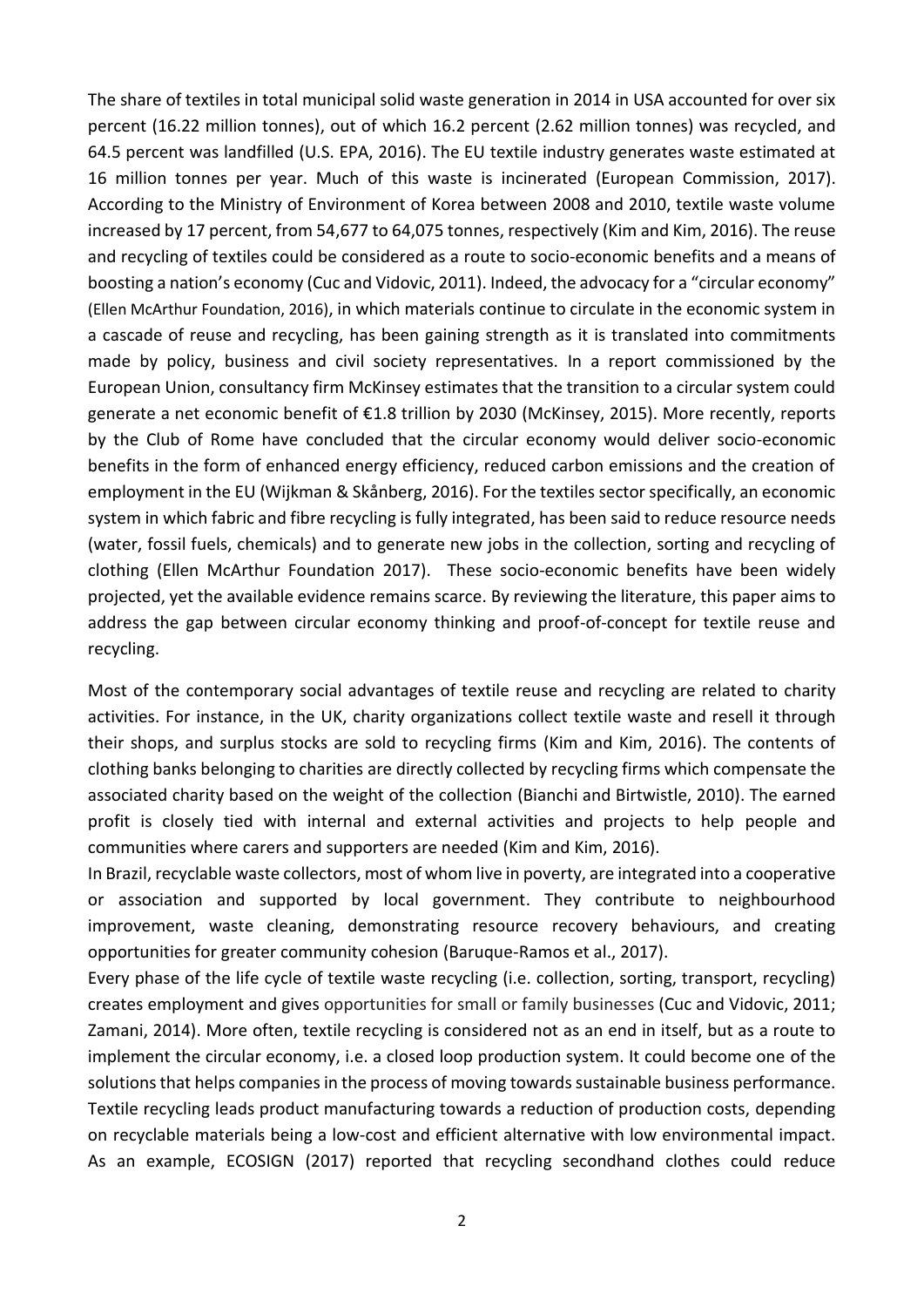The share of textiles in total municipal solid waste generation in 2014 in USA accounted for over six percent (16.22 million tonnes), out of which 16.2 percent (2.62 million tonnes) was recycled, and 64.5 percent was landfilled (U.S. EPA, 2016). The EU textile industry generates waste estimated at 16 million tonnes per year. Much of this waste is incinerated (European Commission, 2017). According to the Ministry of Environment of Korea between 2008 and 2010, textile waste volume increased by 17 percent, from 54,677 to 64,075 tonnes, respectively (Kim and Kim, 2016). The reuse and recycling of textiles could be considered as a route to socio-economic benefits and a means of boosting a nation's economy (Cuc and Vidovic, 2011). Indeed, the advocacy for a "circular economy" (Ellen McArthur Foundation, 2016), in which materials continue to circulate in the economic system in a cascade of reuse and recycling, has been gaining strength as it is translated into commitments made by policy, business and civil society representatives. In a report commissioned by the European Union, consultancy firm McKinsey estimates that the transition to a circular system could generate a net economic benefit of €1.8 trillion by 2030 (McKinsey, 2015). More recently, reports by the Club of Rome have concluded that the circular economy would deliver socio-economic benefits in the form of enhanced energy efficiency, reduced carbon emissions and the creation of employment in the EU (Wijkman & Skånberg, 2016). For the textiles sector specifically, an economic system in which fabric and fibre recycling is fully integrated, has been said to reduce resource needs (water, fossil fuels, chemicals) and to generate new jobs in the collection, sorting and recycling of clothing (Ellen McArthur Foundation 2017). These socio-economic benefits have been widely projected, yet the available evidence remains scarce. By reviewing the literature, this paper aims to address the gap between circular economy thinking and proof-of-concept for textile reuse and recycling.

Most of the contemporary social advantages of textile reuse and recycling are related to charity activities. For instance, in the UK, charity organizations collect textile waste and resell it through their shops, and surplus stocks are sold to recycling firms (Kim and Kim, 2016). The contents of clothing banks belonging to charities are directly collected by recycling firms which compensate the associated charity based on the weight of the collection (Bianchi and Birtwistle, 2010). The earned profit is closely tied with internal and external activities and projects to help people and communities where carers and supporters are needed (Kim and Kim, 2016).

In Brazil, recyclable waste collectors, most of whom live in poverty, are integrated into a cooperative or association and supported by local government. They contribute to neighbourhood improvement, waste cleaning, demonstrating resource recovery behaviours, and creating opportunities for greater community cohesion (Baruque-Ramos et al., 2017).

Every phase of the life cycle of textile waste recycling (i.e. collection, sorting, transport, recycling) creates employment and gives opportunities for small or family businesses (Cuc and Vidovic, 2011; Zamani, 2014). More often, textile recycling is considered not as an end in itself, but as a route to implement the circular economy, i.e. a closed loop production system. It could become one of the solutions that helps companies in the process of moving towards sustainable business performance. Textile recycling leads product manufacturing towards a reduction of production costs, depending on recyclable materials being a low-cost and efficient alternative with low environmental impact. As an example, ECOSIGN (2017) reported that recycling secondhand clothes could reduce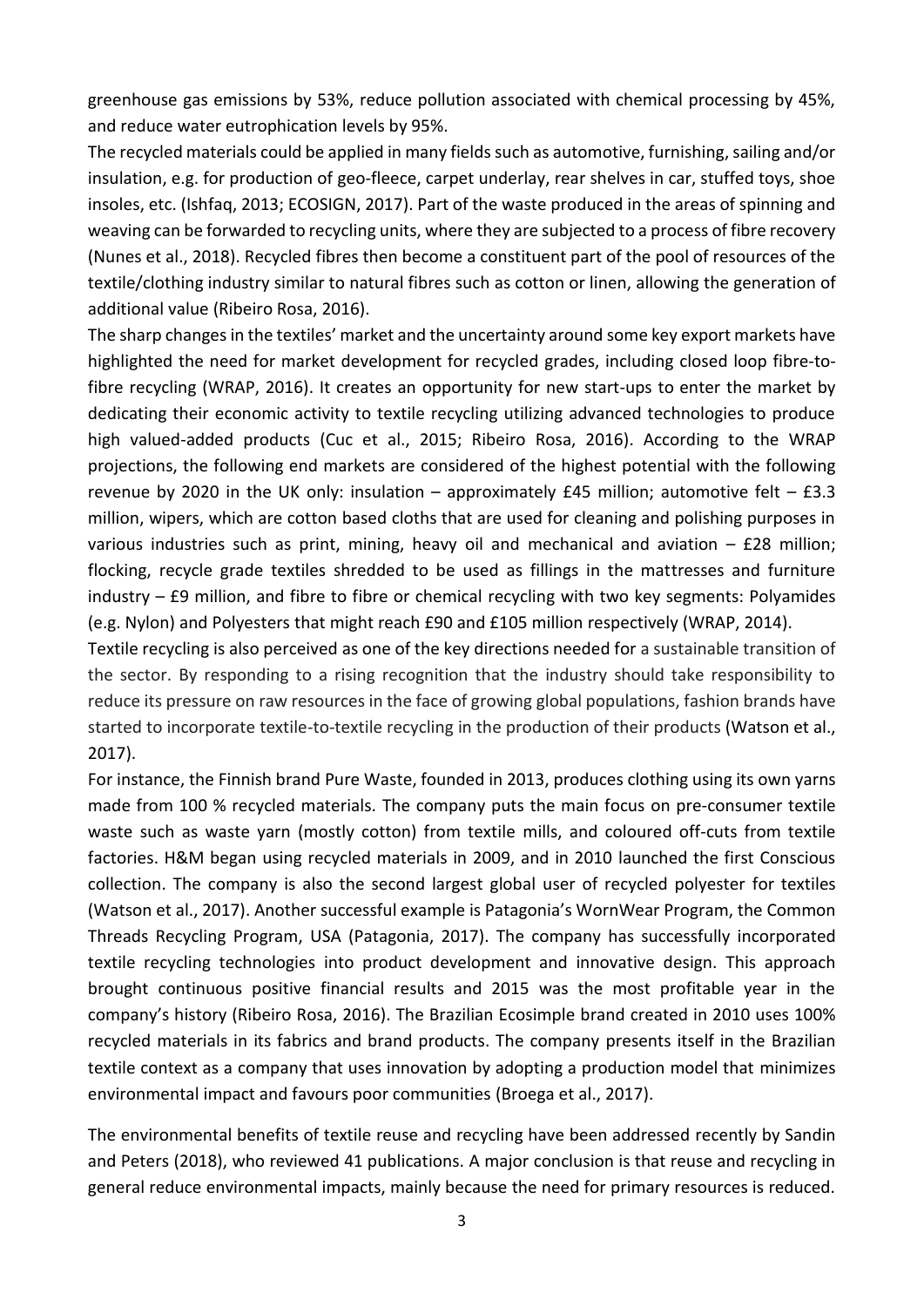greenhouse gas emissions by 53%, reduce pollution associated with chemical processing by 45%, and reduce water eutrophication levels by 95%.

The recycled materials could be applied in many fields such as automotive, furnishing, sailing and/or insulation, e.g. for production of geo-fleece, carpet underlay, rear shelves in car, stuffed toys, shoe insoles, etc. (Ishfaq, 2013; ECOSIGN, 2017). Part of the waste produced in the areas of spinning and weaving can be forwarded to recycling units, where they are subjected to a process of fibre recovery (Nunes et al., 2018). Recycled fibres then become a constituent part of the pool of resources of the textile/clothing industry similar to natural fibres such as cotton or linen, allowing the generation of additional value (Ribeiro Rosa, 2016).

The sharp changes in the textiles' market and the uncertainty around some key export markets have highlighted the need for market development for recycled grades, including closed loop fibre-to-fibre recycling (WRAP, 2016). It creates an opportunity for new start-ups to enter the market by dedicating their economic activity to textile recycling utilizing advanced technologies to produce high valued-added products (Cuc et al., 2015; Ribeiro Rosa, 2016). According to the WRAP projections, the following end markets are considered of the highest potential with the following revenue by 2020 in the UK only: insulation – approximately £45 million; automotive felt – £3.3 million, wipers, which are cotton based cloths that are used for cleaning and polishing purposes in various industries such as print, mining, heavy oil and mechanical and aviation – £28 million; flocking, recycle grade textiles shredded to be used as fillings in the mattresses and furniture industry – £9 million, and fibre to fibre or chemical recycling with two key segments: Polyamides (e.g. Nylon) and Polyesters that might reach £90 and £105 million respectively (WRAP, 2014).

Textile recycling is also perceived as one of the key directions needed for a sustainable transition of the sector. By responding to a rising recognition that the industry should take responsibility to reduce its pressure on raw resources in the face of growing global populations, fashion brands have started to incorporate textile-to-textile recycling in the production of their products (Watson et al., 2017).

For instance, the Finnish brand Pure Waste, founded in 2013, produces clothing using its own yarns made from 100 % recycled materials. The company puts the main focus on pre-consumer textile waste such as waste yarn (mostly cotton) from textile mills, and coloured off-cuts from textile factories. H&M began using recycled materials in 2009, and in 2010 launched the first Conscious collection. The company is also the second largest global user of recycled polyester for textiles (Watson et al., 2017). Another successful example is Patagonia's WornWear Program, the Common Threads Recycling Program, USA (Patagonia, 2017). The company has successfully incorporated textile recycling technologies into product development and innovative design. This approach brought continuous positive financial results and 2015 was the most profitable year in the company's history (Ribeiro Rosa, 2016). The Brazilian Ecosimple brand created in 2010 uses 100% recycled materials in its fabrics and brand products. The company presents itself in the Brazilian textile context as a company that uses innovation by adopting a production model that minimizes environmental impact and favours poor communities (Broega et al., 2017).

The environmental benefits of textile reuse and recycling have been addressed recently by Sandin and Peters (2018), who reviewed 41 publications. A major conclusion is that reuse and recycling in general reduce environmental impacts, mainly because the need for primary resources is reduced.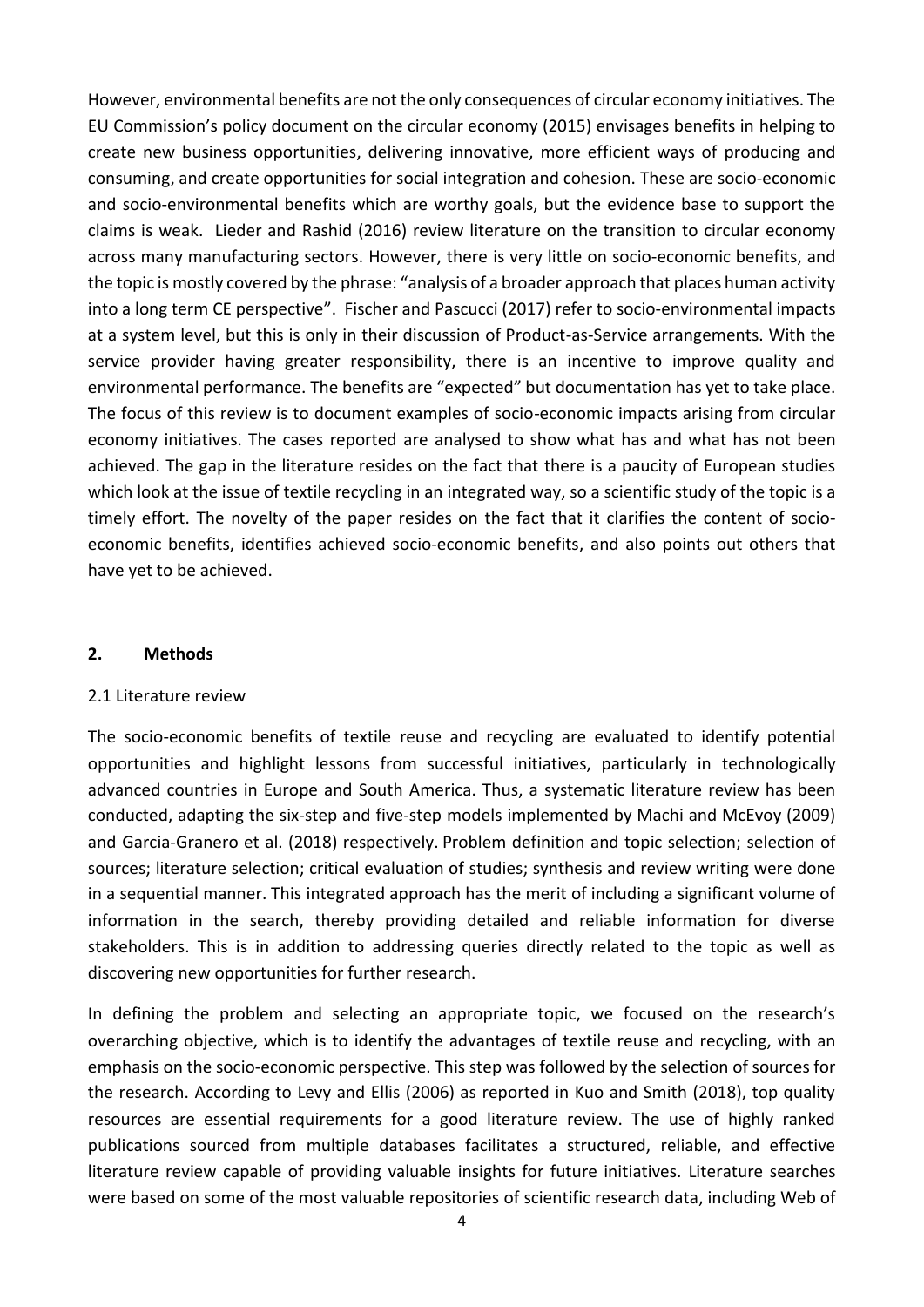However, environmental benefits are not the only consequences of circular economy initiatives. The EU Commission's policy document on the circular economy (2015) envisages benefits in helping to create new business opportunities, delivering innovative, more efficient ways of producing and consuming, and create opportunities for social integration and cohesion. These are socio-economic and socio-environmental benefits which are worthy goals, but the evidence base to support the claims is weak. Lieder and Rashid (2016) review literature on the transition to circular economy across many manufacturing sectors. However, there is very little on socio-economic benefits, and the topic is mostly covered by the phrase: "analysis of a broader approach that places human activity into a long term CE perspective". Fischer and Pascucci (2017) refer to socio-environmental impacts at a system level, but this is only in their discussion of Product-as-Service arrangements. With the service provider having greater responsibility, there is an incentive to improve quality and environmental performance. The benefits are "expected" but documentation has yet to take place. The focus of this review is to document examples of socio-economic impacts arising from circular economy initiatives. The cases reported are analysed to show what has and what has not been achieved. The gap in the literature resides on the fact that there is a paucity of European studies which look at the issue of textile recycling in an integrated way, so a scientific study of the topic is a timely effort. The novelty of the paper resides on the fact that it clarifies the content of socio-economic benefits, identifies achieved socio-economic benefits, and also points out others that have yet to be achieved.

## 2. Methods

### 2.1 Literature review

The socio-economic benefits of textile reuse and recycling are evaluated to identify potential opportunities and highlight lessons from successful initiatives, particularly in technologically advanced countries in Europe and South America. Thus, a systematic literature review has been conducted, adapting the six-step and five-step models implemented by Machi and McEvoy (2009) and Garcia-Granero et al. (2018) respectively. Problem definition and topic selection; selection of sources; literature selection; critical evaluation of studies; synthesis and review writing were done in a sequential manner. This integrated approach has the merit of including a significant volume of information in the search, thereby providing detailed and reliable information for diverse stakeholders. This is in addition to addressing queries directly related to the topic as well as discovering new opportunities for further research.

In defining the problem and selecting an appropriate topic, we focused on the research's overarching objective, which is to identify the advantages of textile reuse and recycling, with an emphasis on the socio-economic perspective. This step was followed by the selection of sources for the research. According to Levy and Ellis (2006) as reported in Kuo and Smith (2018), top quality resources are essential requirements for a good literature review. The use of highly ranked publications sourced from multiple databases facilitates a structured, reliable, and effective literature review capable of providing valuable insights for future initiatives. Literature searches were based on some of the most valuable repositories of scientific research data, including Web of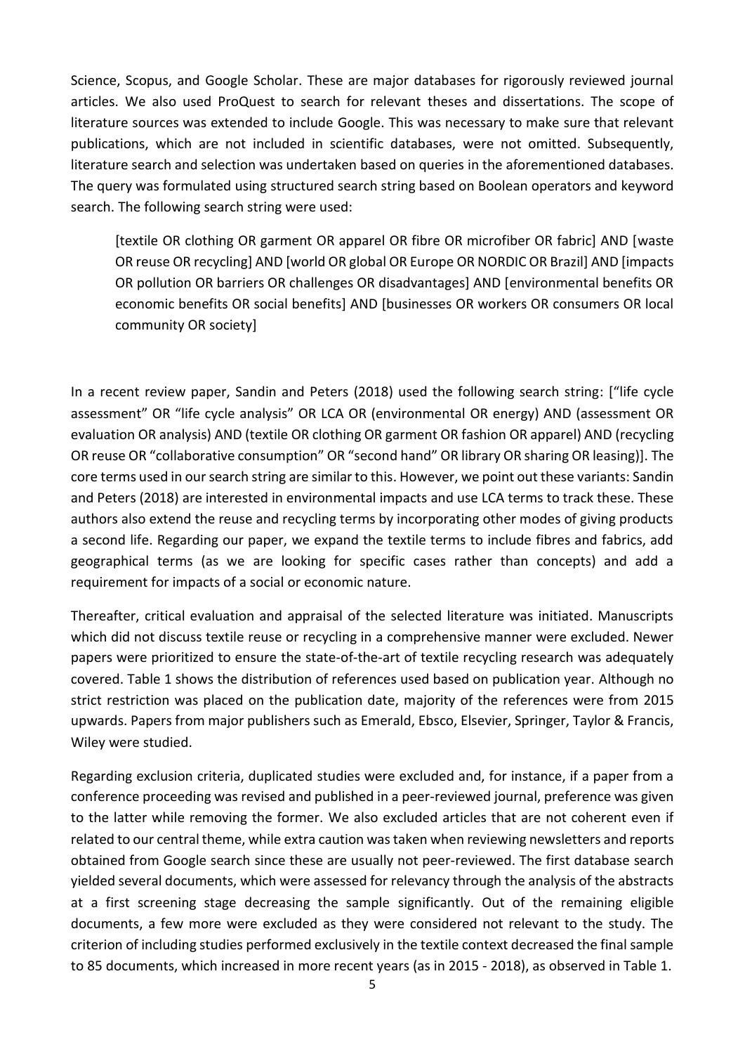Science, Scopus, and Google Scholar. These are major databases for rigorously reviewed journal articles. We also used ProQuest to search for relevant theses and dissertations. The scope of literature sources was extended to include Google. This was necessary to make sure that relevant publications, which are not included in scientific databases, were not omitted. Subsequently, literature search and selection was undertaken based on queries in the aforementioned databases. The query was formulated using structured search string based on Boolean operators and keyword search. The following search string were used:

> [textile OR clothing OR garment OR apparel OR fibre OR microfiber OR fabric] AND [waste OR reuse OR recycling] AND [world OR global OR Europe OR NORDIC OR Brazil] AND [impacts OR pollution OR barriers OR challenges OR disadvantages] AND [environmental benefits OR economic benefits OR social benefits] AND [businesses OR workers OR consumers OR local community OR society]

In a recent review paper, Sandin and Peters (2018) used the following search string: ["life cycle assessment" OR "life cycle analysis" OR LCA OR (environmental OR energy) AND (assessment OR evaluation OR analysis) AND (textile OR clothing OR garment OR fashion OR apparel) AND (recycling OR reuse OR "collaborative consumption" OR "second hand" OR library OR sharing OR leasing)]. The core terms used in our search string are similar to this. However, we point out these variants: Sandin and Peters (2018) are interested in environmental impacts and use LCA terms to track these. These authors also extend the reuse and recycling terms by incorporating other modes of giving products a second life. Regarding our paper, we expand the textile terms to include fibres and fabrics, add geographical terms (as we are looking for specific cases rather than concepts) and add a requirement for impacts of a social or economic nature.

Thereafter, critical evaluation and appraisal of the selected literature was initiated. Manuscripts which did not discuss textile reuse or recycling in a comprehensive manner were excluded. Newer papers were prioritized to ensure the state-of-the-art of textile recycling research was adequately covered. Table 1 shows the distribution of references used based on publication year. Although no strict restriction was placed on the publication date, majority of the references were from 2015 upwards. Papers from major publishers such as Emerald, Ebsco, Elsevier, Springer, Taylor & Francis, Wiley were studied.

Regarding exclusion criteria, duplicated studies were excluded and, for instance, if a paper from a conference proceeding was revised and published in a peer-reviewed journal, preference was given to the latter while removing the former. We also excluded articles that are not coherent even if related to our central theme, while extra caution was taken when reviewing newsletters and reports obtained from Google search since these are usually not peer-reviewed. The first database search yielded several documents, which were assessed for relevancy through the analysis of the abstracts at a first screening stage decreasing the sample significantly. Out of the remaining eligible documents, a few more were excluded as they were considered not relevant to the study. The criterion of including studies performed exclusively in the textile context decreased the final sample to 85 documents, which increased in more recent years (as in 2015 - 2018), as observed in Table 1.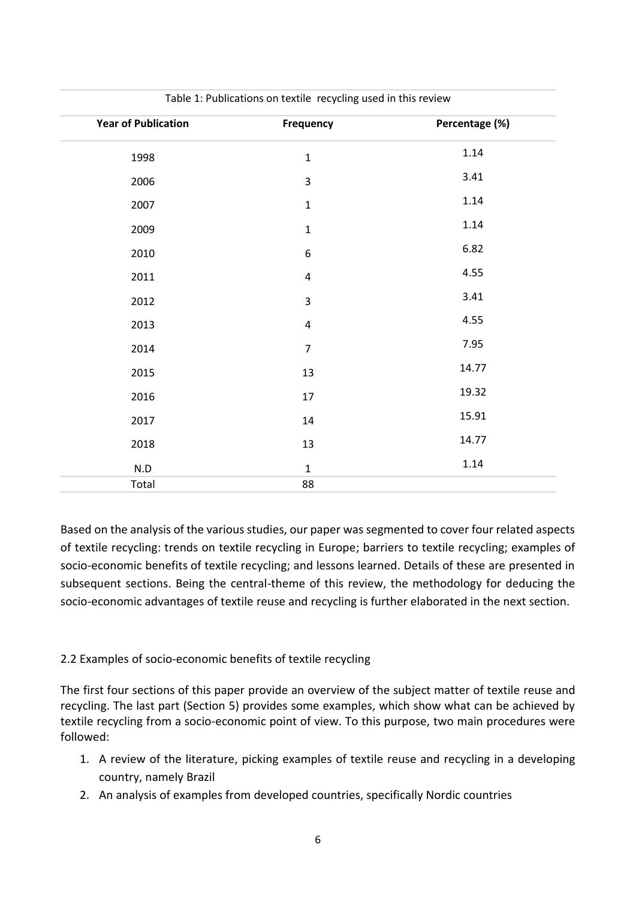Table 1: Publications on textile recycling used in this review

| Year of Publication | Frequency | Percentage (%) |
|---|---|---|
| 1998 | 1 | 1.14 |
| 2006 | 3 | 3.41 |
| 2007 | 1 | 1.14 |
| 2009 | 1 | 1.14 |
| 2010 | 6 | 6.82 |
| 2011 | 4 | 4.55 |
| 2012 | 3 | 3.41 |
| 2013 | 4 | 4.55 |
| 2014 | 7 | 7.95 |
| 2015 | 13 | 14.77 |
| 2016 | 17 | 19.32 |
| 2017 | 14 | 15.91 |
| 2018 | 13 | 14.77 |
| N.D | 1 | 1.14 |
| Total | 88 | |

Based on the analysis of the various studies, our paper was segmented to cover four related aspects of textile recycling: trends on textile recycling in Europe; barriers to textile recycling; examples of socio-economic benefits of textile recycling; and lessons learned. Details of these are presented in subsequent sections. Being the central-theme of this review, the methodology for deducing the socio-economic advantages of textile reuse and recycling is further elaborated in the next section.

## 2.2 Examples of socio-economic benefits of textile recycling

The first four sections of this paper provide an overview of the subject matter of textile reuse and recycling. The last part (Section 5) provides some examples, which show what can be achieved by textile recycling from a socio-economic point of view. To this purpose, two main procedures were followed:

1. A review of the literature, picking examples of textile reuse and recycling in a developing country, namely Brazil
2. An analysis of examples from developed countries, specifically Nordic countries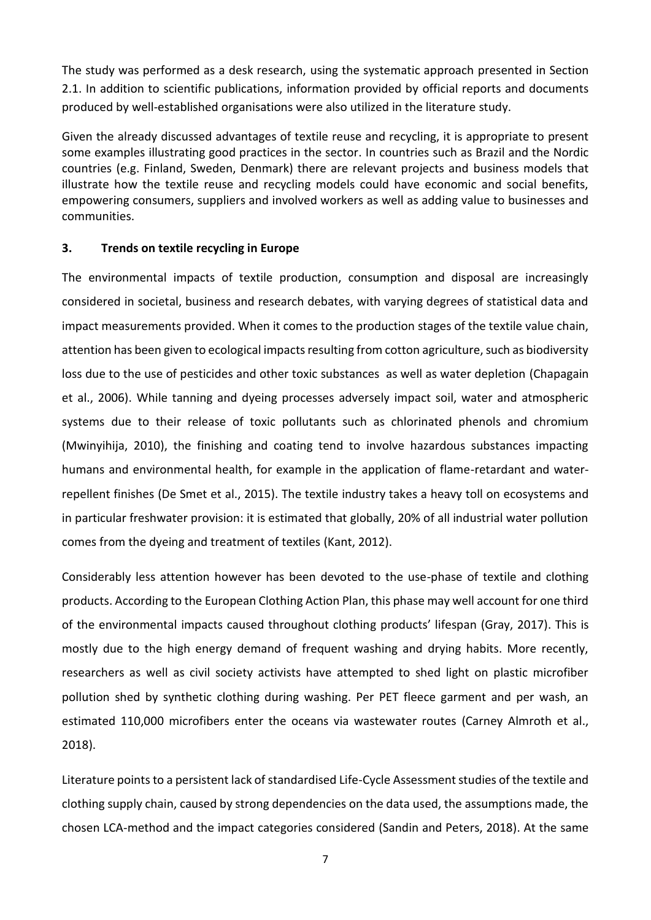The study was performed as a desk research, using the systematic approach presented in Section 2.1. In addition to scientific publications, information provided by official reports and documents produced by well-established organisations were also utilized in the literature study.

Given the already discussed advantages of textile reuse and recycling, it is appropriate to present some examples illustrating good practices in the sector. In countries such as Brazil and the Nordic countries (e.g. Finland, Sweden, Denmark) there are relevant projects and business models that illustrate how the textile reuse and recycling models could have economic and social benefits, empowering consumers, suppliers and involved workers as well as adding value to businesses and communities.

## 3. Trends on textile recycling in Europe

The environmental impacts of textile production, consumption and disposal are increasingly considered in societal, business and research debates, with varying degrees of statistical data and impact measurements provided. When it comes to the production stages of the textile value chain, attention has been given to ecological impacts resulting from cotton agriculture, such as biodiversity loss due to the use of pesticides and other toxic substances as well as water depletion (Chapagain et al., 2006). While tanning and dyeing processes adversely impact soil, water and atmospheric systems due to their release of toxic pollutants such as chlorinated phenols and chromium (Mwinyihija, 2010), the finishing and coating tend to involve hazardous substances impacting humans and environmental health, for example in the application of flame-retardant and water-repellent finishes (De Smet et al., 2015). The textile industry takes a heavy toll on ecosystems and in particular freshwater provision: it is estimated that globally, 20% of all industrial water pollution comes from the dyeing and treatment of textiles (Kant, 2012).

Considerably less attention however has been devoted to the use-phase of textile and clothing products. According to the European Clothing Action Plan, this phase may well account for one third of the environmental impacts caused throughout clothing products' lifespan (Gray, 2017). This is mostly due to the high energy demand of frequent washing and drying habits. More recently, researchers as well as civil society activists have attempted to shed light on plastic microfiber pollution shed by synthetic clothing during washing. Per PET fleece garment and per wash, an estimated 110,000 microfibers enter the oceans via wastewater routes (Carney Almroth et al., 2018).

Literature points to a persistent lack of standardised Life-Cycle Assessment studies of the textile and clothing supply chain, caused by strong dependencies on the data used, the assumptions made, the chosen LCA-method and the impact categories considered (Sandin and Peters, 2018). At the same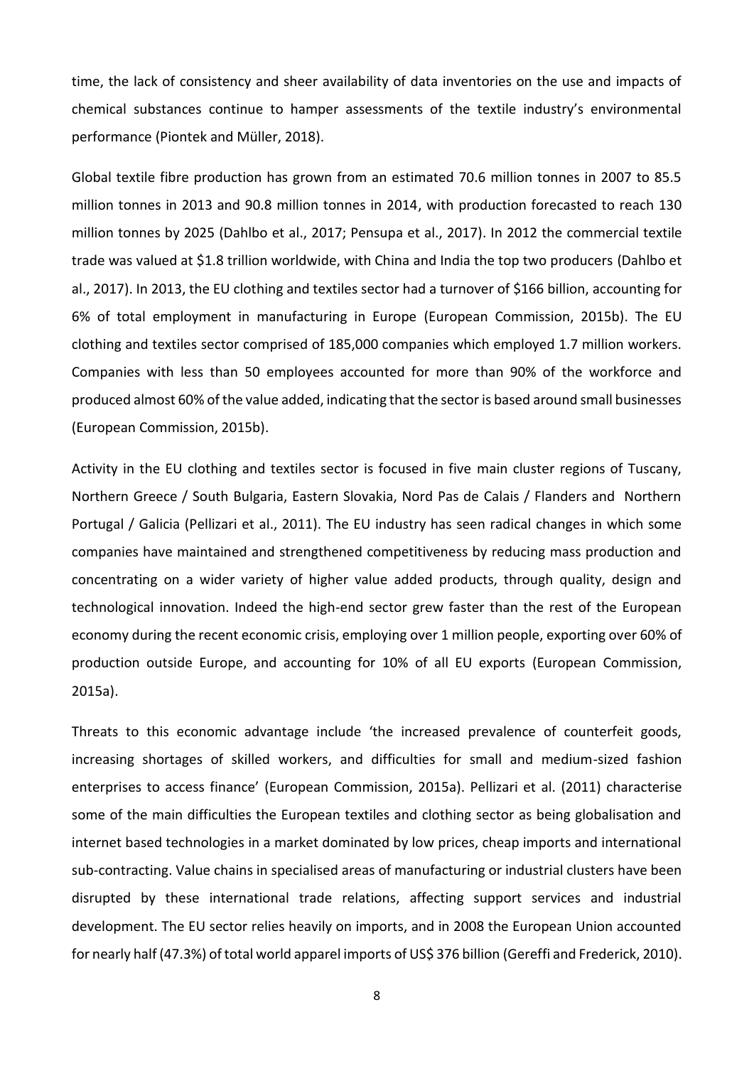time, the lack of consistency and sheer availability of data inventories on the use and impacts of chemical substances continue to hamper assessments of the textile industry's environmental performance (Piontek and Müller, 2018).

Global textile fibre production has grown from an estimated 70.6 million tonnes in 2007 to 85.5 million tonnes in 2013 and 90.8 million tonnes in 2014, with production forecasted to reach 130 million tonnes by 2025 (Dahlbo et al., 2017; Pensupa et al., 2017). In 2012 the commercial textile trade was valued at $1.8 trillion worldwide, with China and India the top two producers (Dahlbo et al., 2017). In 2013, the EU clothing and textiles sector had a turnover of $166 billion, accounting for 6% of total employment in manufacturing in Europe (European Commission, 2015b). The EU clothing and textiles sector comprised of 185,000 companies which employed 1.7 million workers. Companies with less than 50 employees accounted for more than 90% of the workforce and produced almost 60% of the value added, indicating that the sector is based around small businesses (European Commission, 2015b).

Activity in the EU clothing and textiles sector is focused in five main cluster regions of Tuscany, Northern Greece / South Bulgaria, Eastern Slovakia, Nord Pas de Calais / Flanders and Northern Portugal / Galicia (Pellizari et al., 2011). The EU industry has seen radical changes in which some companies have maintained and strengthened competitiveness by reducing mass production and concentrating on a wider variety of higher value added products, through quality, design and technological innovation. Indeed the high-end sector grew faster than the rest of the European economy during the recent economic crisis, employing over 1 million people, exporting over 60% of production outside Europe, and accounting for 10% of all EU exports (European Commission, 2015a).

Threats to this economic advantage include 'the increased prevalence of counterfeit goods, increasing shortages of skilled workers, and difficulties for small and medium-sized fashion enterprises to access finance' (European Commission, 2015a). Pellizari et al. (2011) characterise some of the main difficulties the European textiles and clothing sector as being globalisation and internet based technologies in a market dominated by low prices, cheap imports and international sub-contracting. Value chains in specialised areas of manufacturing or industrial clusters have been disrupted by these international trade relations, affecting support services and industrial development. The EU sector relies heavily on imports, and in 2008 the European Union accounted for nearly half (47.3%) of total world apparel imports of US$ 376 billion (Gereffi and Frederick, 2010).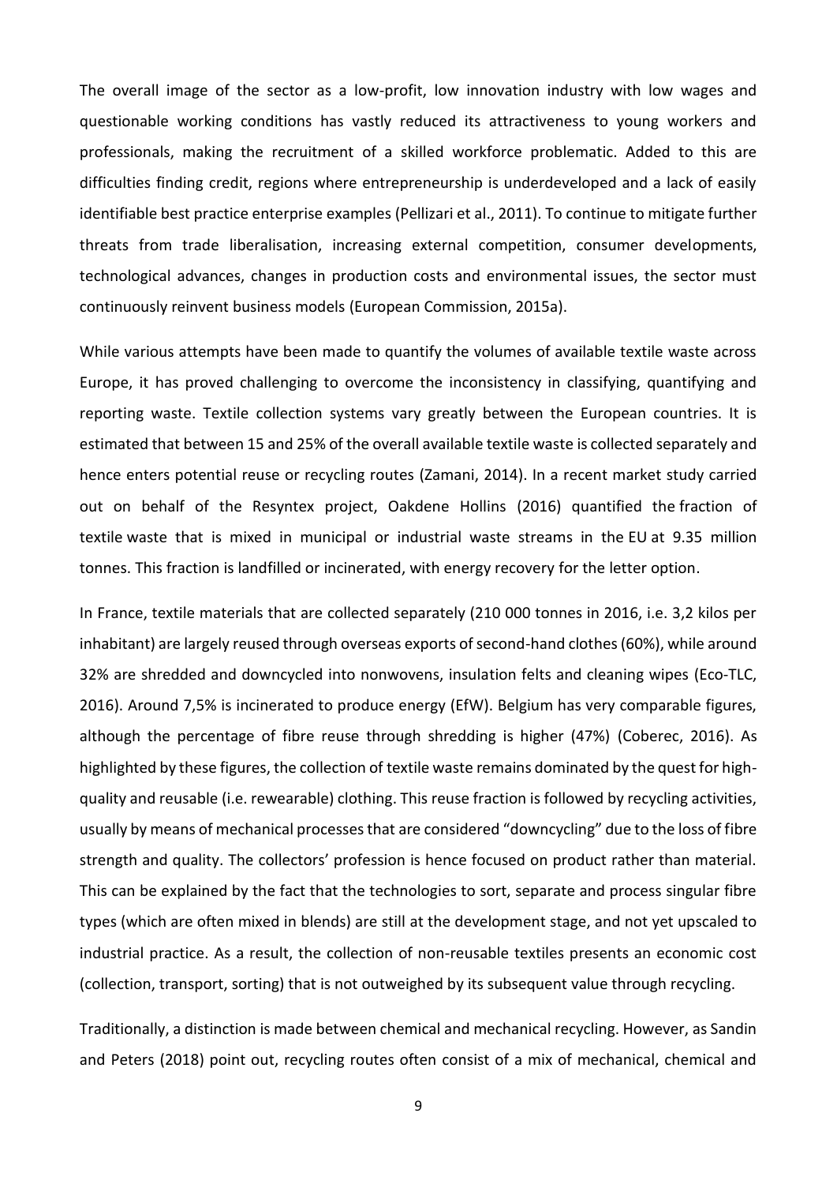The overall image of the sector as a low-profit, low innovation industry with low wages and questionable working conditions has vastly reduced its attractiveness to young workers and professionals, making the recruitment of a skilled workforce problematic. Added to this are difficulties finding credit, regions where entrepreneurship is underdeveloped and a lack of easily identifiable best practice enterprise examples (Pellizari et al., 2011). To continue to mitigate further threats from trade liberalisation, increasing external competition, consumer developments, technological advances, changes in production costs and environmental issues, the sector must continuously reinvent business models (European Commission, 2015a).

While various attempts have been made to quantify the volumes of available textile waste across Europe, it has proved challenging to overcome the inconsistency in classifying, quantifying and reporting waste. Textile collection systems vary greatly between the European countries. It is estimated that between 15 and 25% of the overall available textile waste is collected separately and hence enters potential reuse or recycling routes (Zamani, 2014). In a recent market study carried out on behalf of the Resyntex project, Oakdene Hollins (2016) quantified the fraction of textile waste that is mixed in municipal or industrial waste streams in the EU at 9.35 million tonnes. This fraction is landfilled or incinerated, with energy recovery for the letter option.

In France, textile materials that are collected separately (210 000 tonnes in 2016, i.e. 3,2 kilos per inhabitant) are largely reused through overseas exports of second-hand clothes (60%), while around 32% are shredded and downcycled into nonwovens, insulation felts and cleaning wipes (Eco-TLC, 2016). Around 7,5% is incinerated to produce energy (EfW). Belgium has very comparable figures, although the percentage of fibre reuse through shredding is higher (47%) (Coberec, 2016). As highlighted by these figures, the collection of textile waste remains dominated by the quest for high-quality and reusable (i.e. rewearable) clothing. This reuse fraction is followed by recycling activities, usually by means of mechanical processes that are considered "downcycling" due to the loss of fibre strength and quality. The collectors' profession is hence focused on product rather than material. This can be explained by the fact that the technologies to sort, separate and process singular fibre types (which are often mixed in blends) are still at the development stage, and not yet upscaled to industrial practice. As a result, the collection of non-reusable textiles presents an economic cost (collection, transport, sorting) that is not outweighed by its subsequent value through recycling.

Traditionally, a distinction is made between chemical and mechanical recycling. However, as Sandin and Peters (2018) point out, recycling routes often consist of a mix of mechanical, chemical and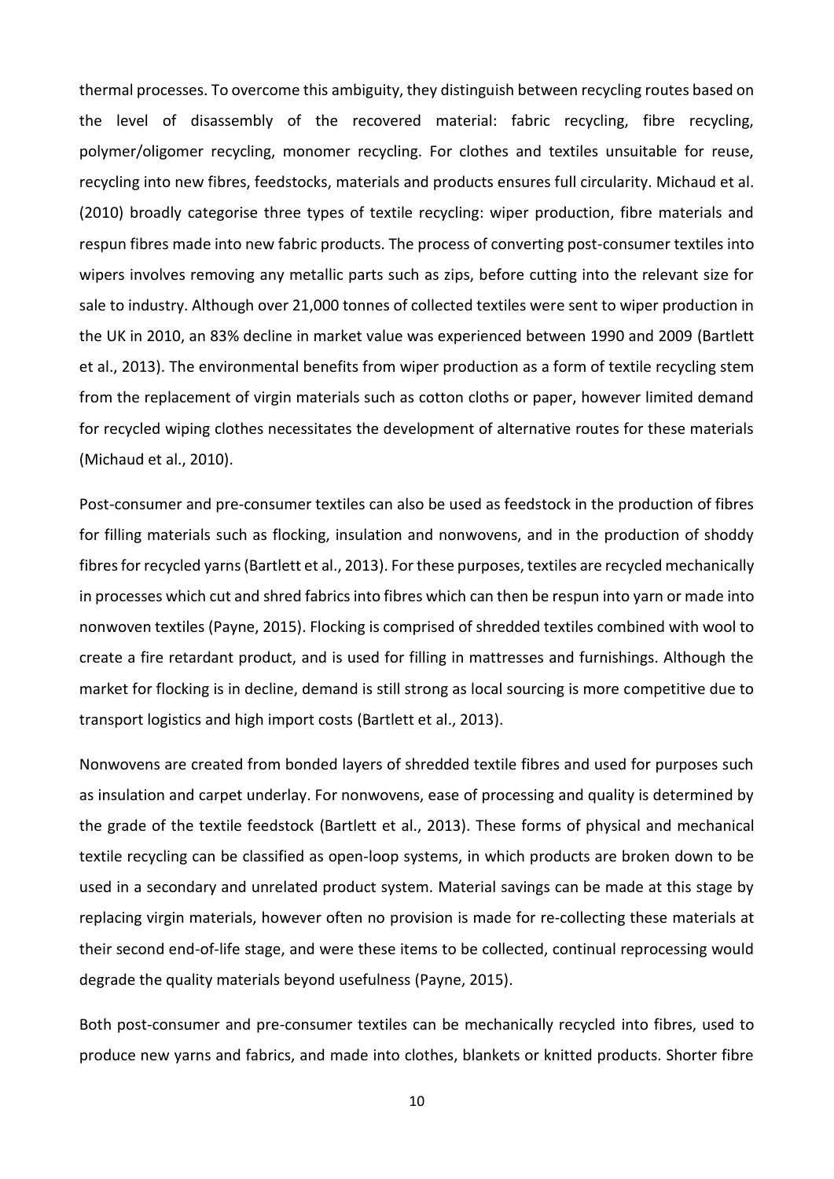thermal processes. To overcome this ambiguity, they distinguish between recycling routes based on the level of disassembly of the recovered material: fabric recycling, fibre recycling, polymer/oligomer recycling, monomer recycling. For clothes and textiles unsuitable for reuse, recycling into new fibres, feedstocks, materials and products ensures full circularity. Michaud et al. (2010) broadly categorise three types of textile recycling: wiper production, fibre materials and respun fibres made into new fabric products. The process of converting post-consumer textiles into wipers involves removing any metallic parts such as zips, before cutting into the relevant size for sale to industry. Although over 21,000 tonnes of collected textiles were sent to wiper production in the UK in 2010, an 83% decline in market value was experienced between 1990 and 2009 (Bartlett et al., 2013). The environmental benefits from wiper production as a form of textile recycling stem from the replacement of virgin materials such as cotton cloths or paper, however limited demand for recycled wiping clothes necessitates the development of alternative routes for these materials (Michaud et al., 2010).

Post-consumer and pre-consumer textiles can also be used as feedstock in the production of fibres for filling materials such as flocking, insulation and nonwovens, and in the production of shoddy fibres for recycled yarns (Bartlett et al., 2013). For these purposes, textiles are recycled mechanically in processes which cut and shred fabrics into fibres which can then be respun into yarn or made into nonwoven textiles (Payne, 2015). Flocking is comprised of shredded textiles combined with wool to create a fire retardant product, and is used for filling in mattresses and furnishings. Although the market for flocking is in decline, demand is still strong as local sourcing is more competitive due to transport logistics and high import costs (Bartlett et al., 2013).

Nonwovens are created from bonded layers of shredded textile fibres and used for purposes such as insulation and carpet underlay. For nonwovens, ease of processing and quality is determined by the grade of the textile feedstock (Bartlett et al., 2013). These forms of physical and mechanical textile recycling can be classified as open-loop systems, in which products are broken down to be used in a secondary and unrelated product system. Material savings can be made at this stage by replacing virgin materials, however often no provision is made for re-collecting these materials at their second end-of-life stage, and were these items to be collected, continual reprocessing would degrade the quality materials beyond usefulness (Payne, 2015).

Both post-consumer and pre-consumer textiles can be mechanically recycled into fibres, used to produce new yarns and fabrics, and made into clothes, blankets or knitted products. Shorter fibre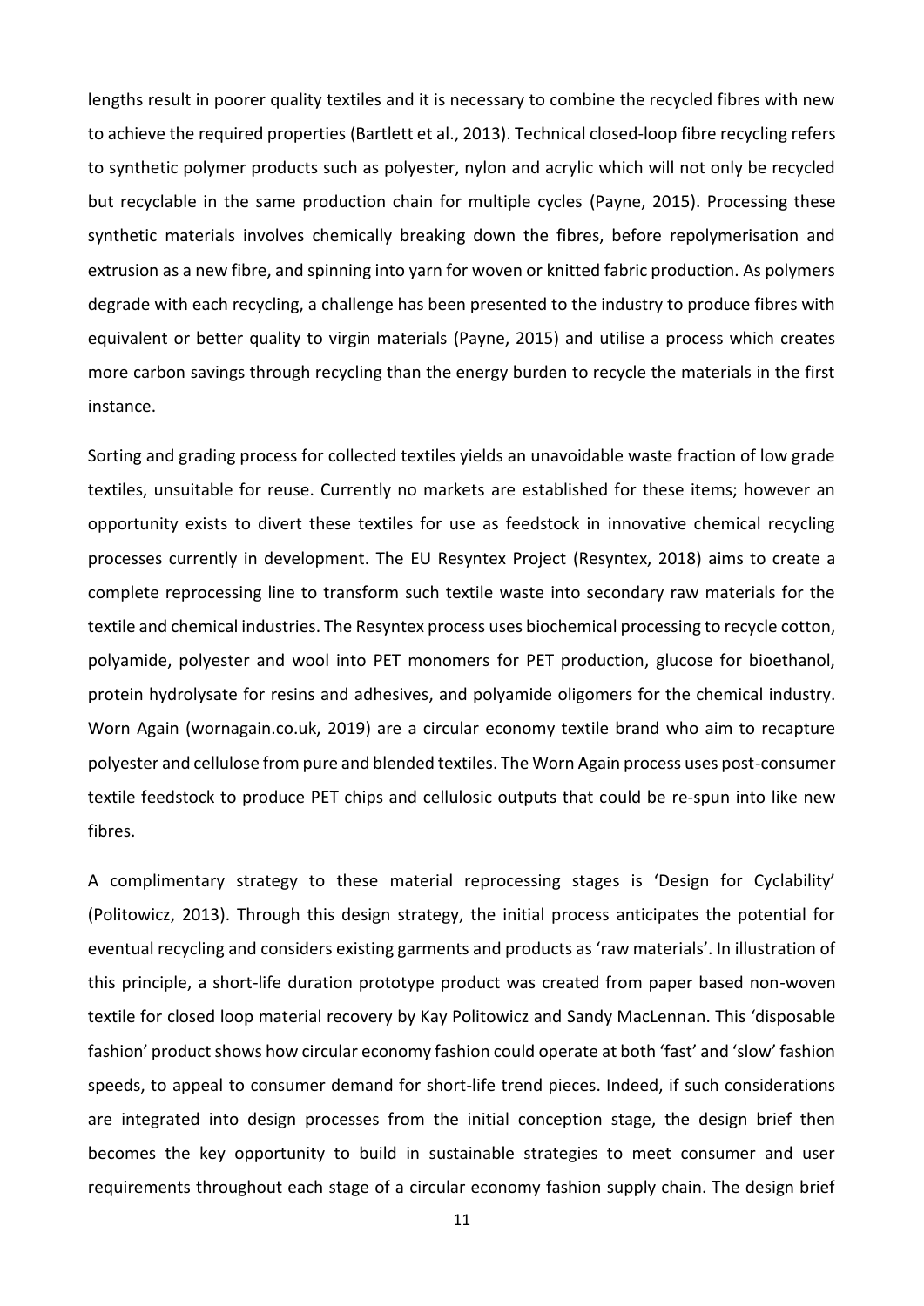lengths result in poorer quality textiles and it is necessary to combine the recycled fibres with new to achieve the required properties (Bartlett et al., 2013). Technical closed-loop fibre recycling refers to synthetic polymer products such as polyester, nylon and acrylic which will not only be recycled but recyclable in the same production chain for multiple cycles (Payne, 2015). Processing these synthetic materials involves chemically breaking down the fibres, before repolymerisation and extrusion as a new fibre, and spinning into yarn for woven or knitted fabric production. As polymers degrade with each recycling, a challenge has been presented to the industry to produce fibres with equivalent or better quality to virgin materials (Payne, 2015) and utilise a process which creates more carbon savings through recycling than the energy burden to recycle the materials in the first instance.

Sorting and grading process for collected textiles yields an unavoidable waste fraction of low grade textiles, unsuitable for reuse. Currently no markets are established for these items; however an opportunity exists to divert these textiles for use as feedstock in innovative chemical recycling processes currently in development. The EU Resyntex Project (Resyntex, 2018) aims to create a complete reprocessing line to transform such textile waste into secondary raw materials for the textile and chemical industries. The Resyntex process uses biochemical processing to recycle cotton, polyamide, polyester and wool into PET monomers for PET production, glucose for bioethanol, protein hydrolysate for resins and adhesives, and polyamide oligomers for the chemical industry. Worn Again (wornagain.co.uk, 2019) are a circular economy textile brand who aim to recapture polyester and cellulose from pure and blended textiles. The Worn Again process uses post-consumer textile feedstock to produce PET chips and cellulosic outputs that could be re-spun into like new fibres.

A complimentary strategy to these material reprocessing stages is 'Design for Cyclability' (Politowicz, 2013). Through this design strategy, the initial process anticipates the potential for eventual recycling and considers existing garments and products as 'raw materials'. In illustration of this principle, a short-life duration prototype product was created from paper based non-woven textile for closed loop material recovery by Kay Politowicz and Sandy MacLennan. This 'disposable fashion' product shows how circular economy fashion could operate at both 'fast' and 'slow' fashion speeds, to appeal to consumer demand for short-life trend pieces. Indeed, if such considerations are integrated into design processes from the initial conception stage, the design brief then becomes the key opportunity to build in sustainable strategies to meet consumer and user requirements throughout each stage of a circular economy fashion supply chain. The design brief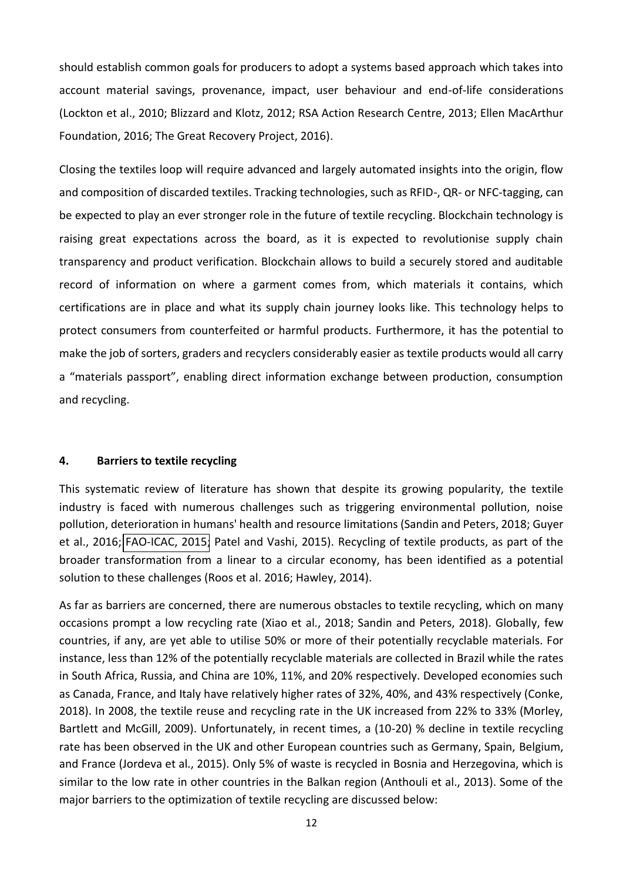should establish common goals for producers to adopt a systems based approach which takes into account material savings, provenance, impact, user behaviour and end-of-life considerations (Lockton et al., 2010; Blizzard and Klotz, 2012; RSA Action Research Centre, 2013; Ellen MacArthur Foundation, 2016; The Great Recovery Project, 2016).

Closing the textiles loop will require advanced and largely automated insights into the origin, flow and composition of discarded textiles. Tracking technologies, such as RFID-, QR- or NFC-tagging, can be expected to play an ever stronger role in the future of textile recycling. Blockchain technology is raising great expectations across the board, as it is expected to revolutionise supply chain transparency and product verification. Blockchain allows to build a securely stored and auditable record of information on where a garment comes from, which materials it contains, which certifications are in place and what its supply chain journey looks like. This technology helps to protect consumers from counterfeited or harmful products. Furthermore, it has the potential to make the job of sorters, graders and recyclers considerably easier as textile products would all carry a "materials passport", enabling direct information exchange between production, consumption and recycling.

## 4. Barriers to textile recycling

This systematic review of literature has shown that despite its growing popularity, the textile industry is faced with numerous challenges such as triggering environmental pollution, noise pollution, deterioration in humans' health and resource limitations (Sandin and Peters, 2018; Guyer et al., 2016; FAO-ICAC, 2015; Patel and Vashi, 2015). Recycling of textile products, as part of the broader transformation from a linear to a circular economy, has been identified as a potential solution to these challenges (Roos et al. 2016; Hawley, 2014).

As far as barriers are concerned, there are numerous obstacles to textile recycling, which on many occasions prompt a low recycling rate (Xiao et al., 2018; Sandin and Peters, 2018). Globally, few countries, if any, are yet able to utilise 50% or more of their potentially recyclable materials. For instance, less than 12% of the potentially recyclable materials are collected in Brazil while the rates in South Africa, Russia, and China are 10%, 11%, and 20% respectively. Developed economies such as Canada, France, and Italy have relatively higher rates of 32%, 40%, and 43% respectively (Conke, 2018). In 2008, the textile reuse and recycling rate in the UK increased from 22% to 33% (Morley, Bartlett and McGill, 2009). Unfortunately, in recent times, a (10-20) % decline in textile recycling rate has been observed in the UK and other European countries such as Germany, Spain, Belgium, and France (Jordeva et al., 2015). Only 5% of waste is recycled in Bosnia and Herzegovina, which is similar to the low rate in other countries in the Balkan region (Anthouli et al., 2013). Some of the major barriers to the optimization of textile recycling are discussed below: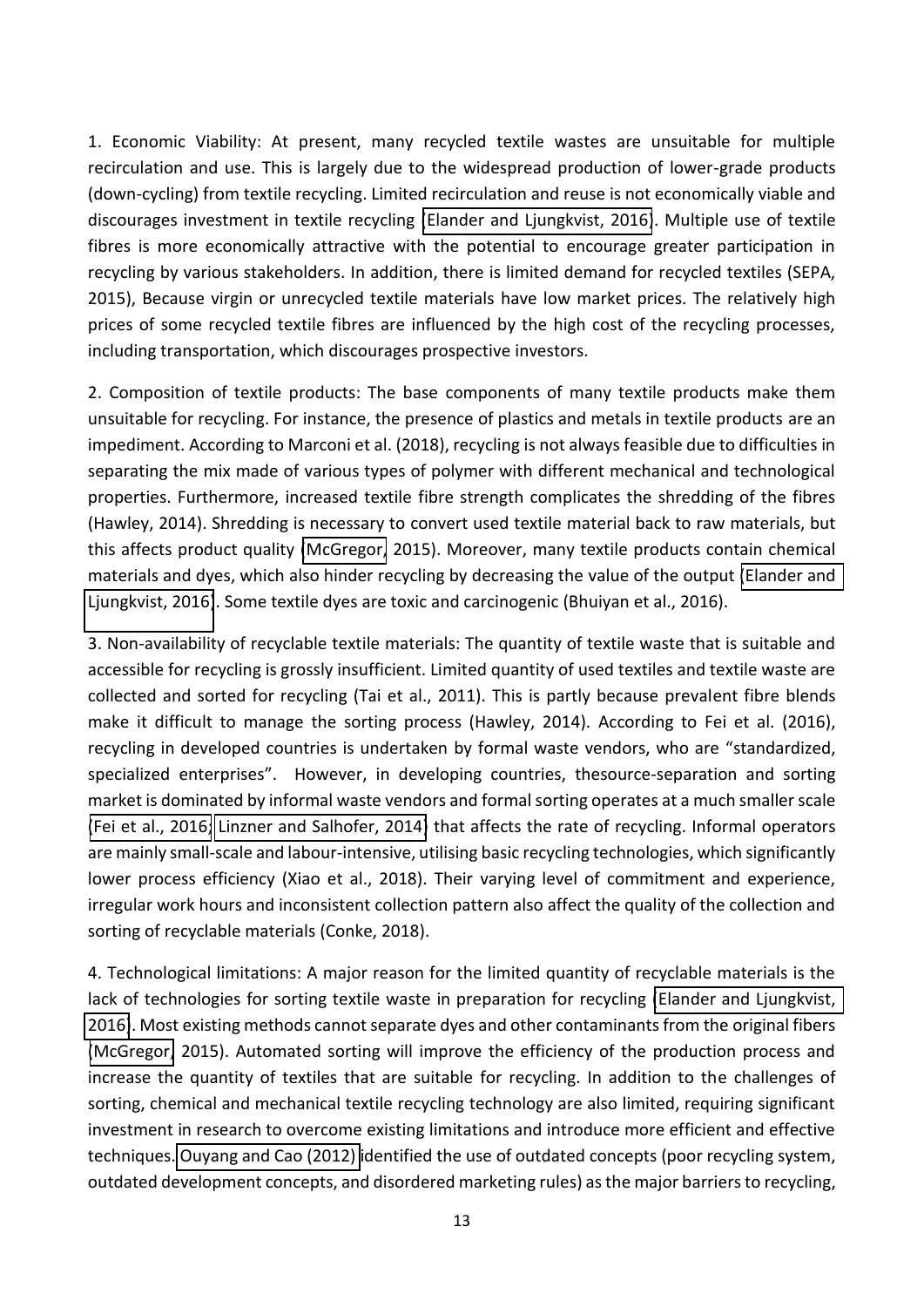1. Economic Viability: At present, many recycled textile wastes are unsuitable for multiple recirculation and use. This is largely due to the widespread production of lower-grade products (down-cycling) from textile recycling. Limited recirculation and reuse is not economically viable and discourages investment in textile recycling (Elander and Ljungkvist, 2016). Multiple use of textile fibres is more economically attractive with the potential to encourage greater participation in recycling by various stakeholders. In addition, there is limited demand for recycled textiles (SEPA, 2015), Because virgin or unrecycled textile materials have low market prices. The relatively high prices of some recycled textile fibres are influenced by the high cost of the recycling processes, including transportation, which discourages prospective investors.

2. Composition of textile products: The base components of many textile products make them unsuitable for recycling. For instance, the presence of plastics and metals in textile products are an impediment. According to Marconi et al. (2018), recycling is not always feasible due to difficulties in separating the mix made of various types of polymer with different mechanical and technological properties. Furthermore, increased textile fibre strength complicates the shredding of the fibres (Hawley, 2014). Shredding is necessary to convert used textile material back to raw materials, but this affects product quality (McGregor, 2015). Moreover, many textile products contain chemical materials and dyes, which also hinder recycling by decreasing the value of the output (Elander and Ljungkvist, 2016). Some textile dyes are toxic and carcinogenic (Bhuiyan et al., 2016).

3. Non-availability of recyclable textile materials: The quantity of textile waste that is suitable and accessible for recycling is grossly insufficient. Limited quantity of used textiles and textile waste are collected and sorted for recycling (Tai et al., 2011). This is partly because prevalent fibre blends make it difficult to manage the sorting process (Hawley, 2014). According to Fei et al. (2016), recycling in developed countries is undertaken by formal waste vendors, who are "standardized, specialized enterprises". However, in developing countries, thesource-separation and sorting market is dominated by informal waste vendors and formal sorting operates at a much smaller scale (Fei et al., 2016; Linzner and Salhofer, 2014) that affects the rate of recycling. Informal operators are mainly small-scale and labour-intensive, utilising basic recycling technologies, which significantly lower process efficiency (Xiao et al., 2018). Their varying level of commitment and experience, irregular work hours and inconsistent collection pattern also affect the quality of the collection and sorting of recyclable materials (Conke, 2018).

4. Technological limitations: A major reason for the limited quantity of recyclable materials is the lack of technologies for sorting textile waste in preparation for recycling (Elander and Ljungkvist, 2016). Most existing methods cannot separate dyes and other contaminants from the original fibers (McGregor, 2015). Automated sorting will improve the efficiency of the production process and increase the quantity of textiles that are suitable for recycling. In addition to the challenges of sorting, chemical and mechanical textile recycling technology are also limited, requiring significant investment in research to overcome existing limitations and introduce more efficient and effective techniques. Ouyang and Cao (2012) identified the use of outdated concepts (poor recycling system, outdated development concepts, and disordered marketing rules) as the major barriers to recycling,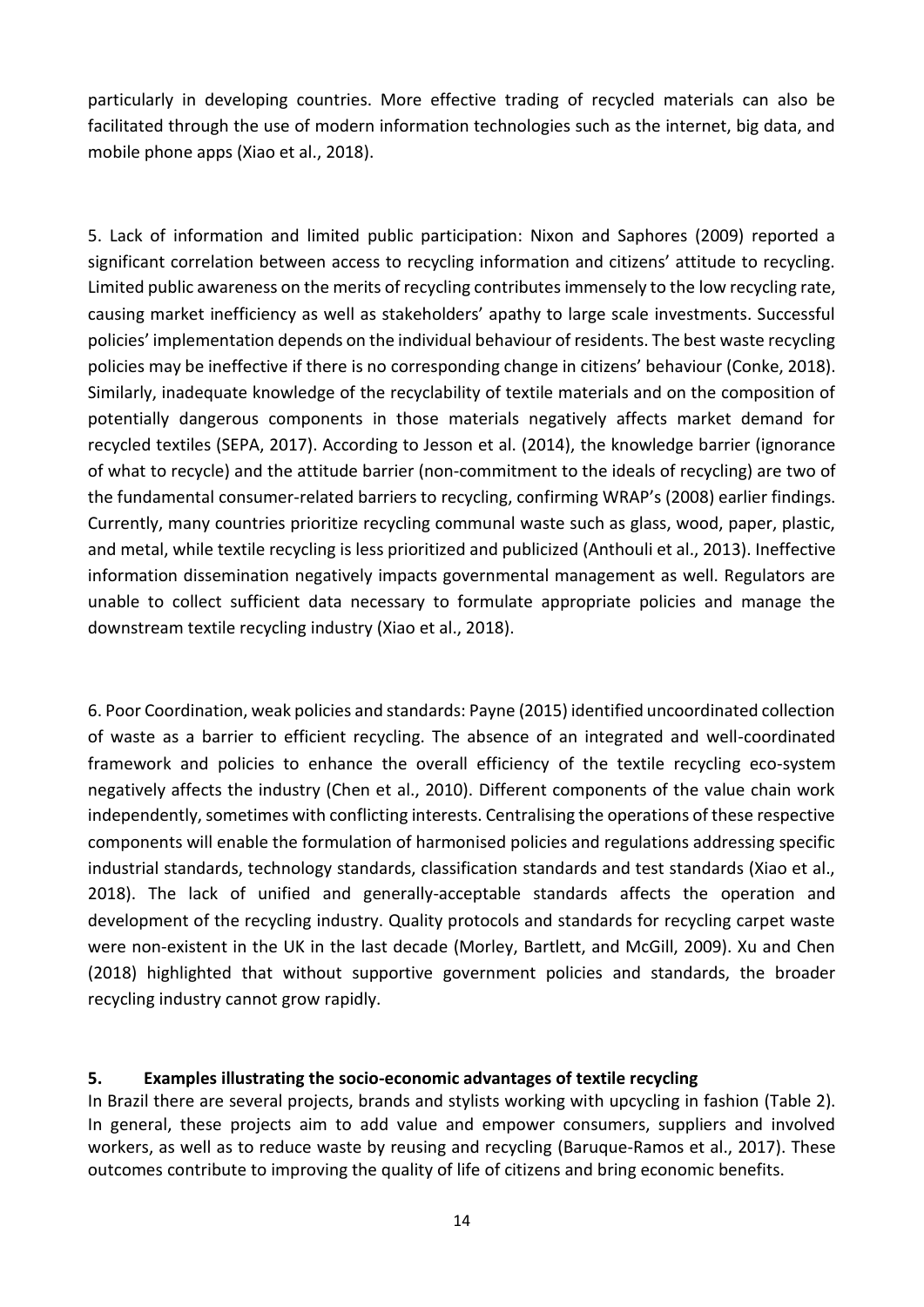particularly in developing countries. More effective trading of recycled materials can also be facilitated through the use of modern information technologies such as the internet, big data, and mobile phone apps (Xiao et al., 2018).

5. Lack of information and limited public participation: Nixon and Saphores (2009) reported a significant correlation between access to recycling information and citizens' attitude to recycling. Limited public awareness on the merits of recycling contributes immensely to the low recycling rate, causing market inefficiency as well as stakeholders' apathy to large scale investments. Successful policies' implementation depends on the individual behaviour of residents. The best waste recycling policies may be ineffective if there is no corresponding change in citizens' behaviour (Conke, 2018). Similarly, inadequate knowledge of the recyclability of textile materials and on the composition of potentially dangerous components in those materials negatively affects market demand for recycled textiles (SEPA, 2017). According to Jesson et al. (2014), the knowledge barrier (ignorance of what to recycle) and the attitude barrier (non-commitment to the ideals of recycling) are two of the fundamental consumer-related barriers to recycling, confirming WRAP's (2008) earlier findings. Currently, many countries prioritize recycling communal waste such as glass, wood, paper, plastic, and metal, while textile recycling is less prioritized and publicized (Anthouli et al., 2013). Ineffective information dissemination negatively impacts governmental management as well. Regulators are unable to collect sufficient data necessary to formulate appropriate policies and manage the downstream textile recycling industry (Xiao et al., 2018).

6. Poor Coordination, weak policies and standards: Payne (2015) identified uncoordinated collection of waste as a barrier to efficient recycling. The absence of an integrated and well-coordinated framework and policies to enhance the overall efficiency of the textile recycling eco-system negatively affects the industry (Chen et al., 2010). Different components of the value chain work independently, sometimes with conflicting interests. Centralising the operations of these respective components will enable the formulation of harmonised policies and regulations addressing specific industrial standards, technology standards, classification standards and test standards (Xiao et al., 2018). The lack of unified and generally-acceptable standards affects the operation and development of the recycling industry. Quality protocols and standards for recycling carpet waste were non-existent in the UK in the last decade (Morley, Bartlett, and McGill, 2009). Xu and Chen (2018) highlighted that without supportive government policies and standards, the broader recycling industry cannot grow rapidly.

## 5. Examples illustrating the socio-economic advantages of textile recycling

In Brazil there are several projects, brands and stylists working with upcycling in fashion (Table 2). In general, these projects aim to add value and empower consumers, suppliers and involved workers, as well as to reduce waste by reusing and recycling (Baruque-Ramos et al., 2017). These outcomes contribute to improving the quality of life of citizens and bring economic benefits.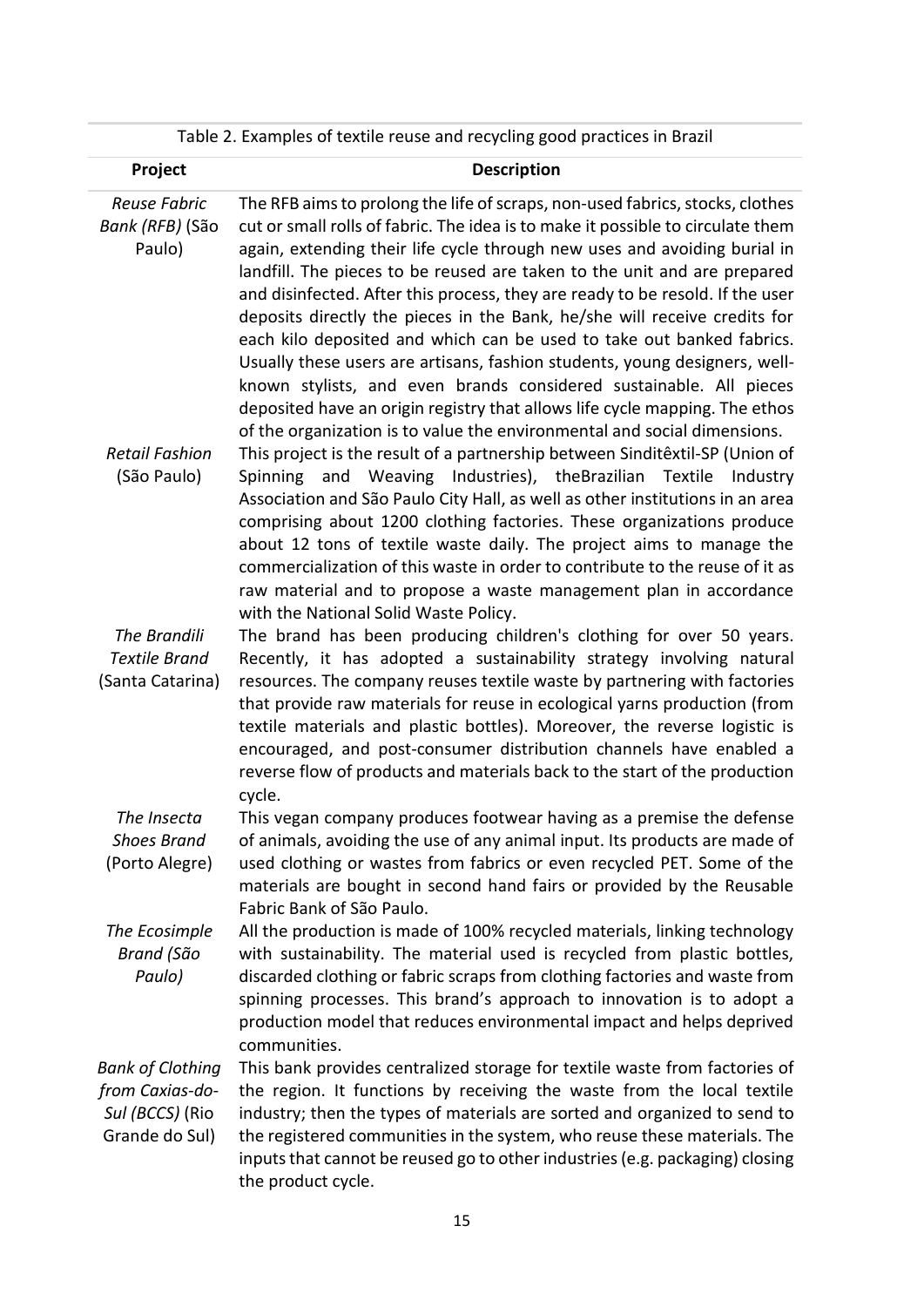Table 2. Examples of textile reuse and recycling good practices in Brazil

| Project | Description |
| --- | --- |
| *Reuse Fabric Bank (RFB)* (São Paulo) | The RFB aims to prolong the life of scraps, non-used fabrics, stocks, clothes cut or small rolls of fabric. The idea is to make it possible to circulate them again, extending their life cycle through new uses and avoiding burial in landfill. The pieces to be reused are taken to the unit and are prepared and disinfected. After this process, they are ready to be resold. If the user deposits directly the pieces in the Bank, he/she will receive credits for each kilo deposited and which can be used to take out banked fabrics. Usually these users are artisans, fashion students, young designers, well-known stylists, and even brands considered sustainable. All pieces deposited have an origin registry that allows life cycle mapping. The ethos of the organization is to value the environmental and social dimensions. |
| *Retail Fashion* (São Paulo) | This project is the result of a partnership between Sinditêxtil-SP (Union of Spinning and Weaving Industries), theBrazilian Textile Industry Association and São Paulo City Hall, as well as other institutions in an area comprising about 1200 clothing factories. These organizations produce about 12 tons of textile waste daily. The project aims to manage the commercialization of this waste in order to contribute to the reuse of it as raw material and to propose a waste management plan in accordance with the National Solid Waste Policy. |
| *The Brandili Textile Brand* (Santa Catarina) | The brand has been producing children's clothing for over 50 years. Recently, it has adopted a sustainability strategy involving natural resources. The company reuses textile waste by partnering with factories that provide raw materials for reuse in ecological yarns production (from textile materials and plastic bottles). Moreover, the reverse logistic is encouraged, and post-consumer distribution channels have enabled a reverse flow of products and materials back to the start of the production cycle. |
| *The Insecta Shoes Brand* (Porto Alegre) | This vegan company produces footwear having as a premise the defense of animals, avoiding the use of any animal input. Its products are made of used clothing or wastes from fabrics or even recycled PET. Some of the materials are bought in second hand fairs or provided by the Reusable Fabric Bank of São Paulo. |
| *The Ecosimple Brand (São Paulo)* | All the production is made of 100% recycled materials, linking technology with sustainability. The material used is recycled from plastic bottles, discarded clothing or fabric scraps from clothing factories and waste from spinning processes. This brand's approach to innovation is to adopt a production model that reduces environmental impact and helps deprived communities. |
| *Bank of Clothing from Caxias-do-Sul (BCCS)* (Rio Grande do Sul) | This bank provides centralized storage for textile waste from factories of the region. It functions by receiving the waste from the local textile industry; then the types of materials are sorted and organized to send to the registered communities in the system, who reuse these materials. The inputs that cannot be reused go to other industries (e.g. packaging) closing the product cycle. |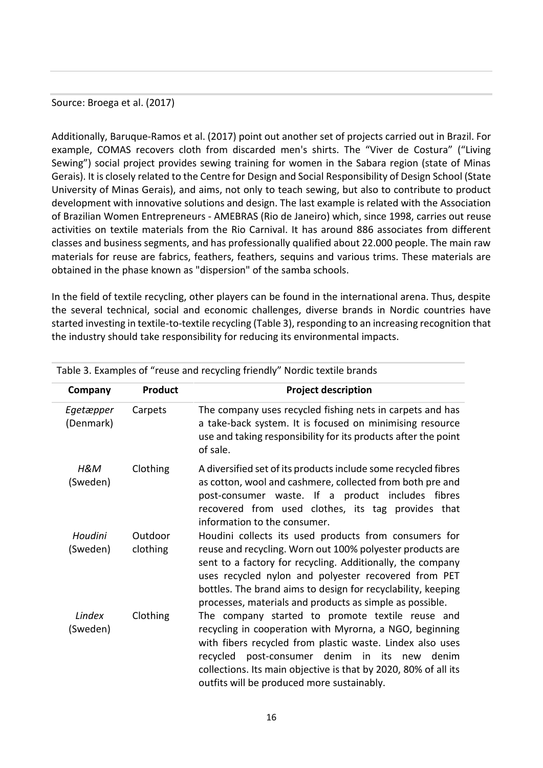Source: Broega et al. (2017)

Additionally, Baruque-Ramos et al. (2017) point out another set of projects carried out in Brazil. For example, COMAS recovers cloth from discarded men's shirts. The "Viver de Costura" ("Living Sewing") social project provides sewing training for women in the Sabara region (state of Minas Gerais). It is closely related to the Centre for Design and Social Responsibility of Design School (State University of Minas Gerais), and aims, not only to teach sewing, but also to contribute to product development with innovative solutions and design. The last example is related with the Association of Brazilian Women Entrepreneurs - AMEBRAS (Rio de Janeiro) which, since 1998, carries out reuse activities on textile materials from the Rio Carnival. It has around 886 associates from different classes and business segments, and has professionally qualified about 22.000 people. The main raw materials for reuse are fabrics, feathers, feathers, sequins and various trims. These materials are obtained in the phase known as "dispersion" of the samba schools.

In the field of textile recycling, other players can be found in the international arena. Thus, despite the several technical, social and economic challenges, diverse brands in Nordic countries have started investing in textile-to-textile recycling (Table 3), responding to an increasing recognition that the industry should take responsibility for reducing its environmental impacts.

Table 3. Examples of "reuse and recycling friendly" Nordic textile brands

| Company | Product | Project description |
|---|---|---|
| *Egetæpper* (Denmark) | Carpets | The company uses recycled fishing nets in carpets and has a take-back system. It is focused on minimising resource use and taking responsibility for its products after the point of sale. |
| *H&M* (Sweden) | Clothing | A diversified set of its products include some recycled fibres as cotton, wool and cashmere, collected from both pre and post-consumer waste. If a product includes fibres recovered from used clothes, its tag provides that information to the consumer. |
| *Houdini* (Sweden) | Outdoor clothing | Houdini collects its used products from consumers for reuse and recycling. Worn out 100% polyester products are sent to a factory for recycling. Additionally, the company uses recycled nylon and polyester recovered from PET bottles. The brand aims to design for recyclability, keeping processes, materials and products as simple as possible. |
| *Lindex* (Sweden) | Clothing | The company started to promote textile reuse and recycling in cooperation with Myrorna, a NGO, beginning with fibers recycled from plastic waste. Lindex also uses recycled post-consumer denim in its new denim collections. Its main objective is that by 2020, 80% of all its outfits will be produced more sustainably. |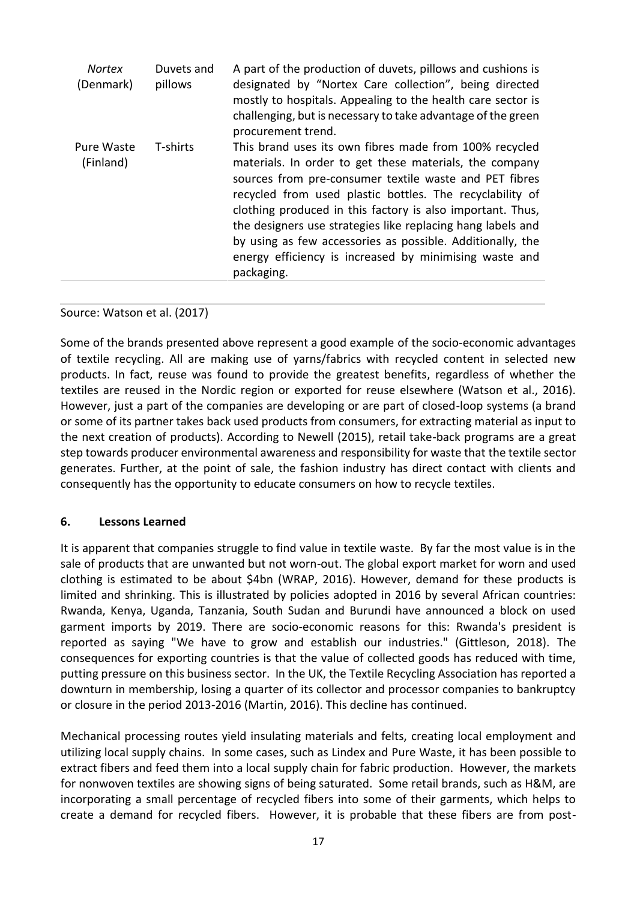| | | |
|---|---|---|
| *Nortex* (Denmark) | Duvets and pillows | A part of the production of duvets, pillows and cushions is designated by "Nortex Care collection", being directed mostly to hospitals. Appealing to the health care sector is challenging, but is necessary to take advantage of the green procurement trend. |
| Pure Waste (Finland) | T-shirts | This brand uses its own fibres made from 100% recycled materials. In order to get these materials, the company sources from pre-consumer textile waste and PET fibres recycled from used plastic bottles. The recyclability of clothing produced in this factory is also important. Thus, the designers use strategies like replacing hang labels and by using as few accessories as possible. Additionally, the energy efficiency is increased by minimising waste and packaging. |

Source: Watson et al. (2017)

Some of the brands presented above represent a good example of the socio-economic advantages of textile recycling. All are making use of yarns/fabrics with recycled content in selected new products. In fact, reuse was found to provide the greatest benefits, regardless of whether the textiles are reused in the Nordic region or exported for reuse elsewhere (Watson et al., 2016). However, just a part of the companies are developing or are part of closed-loop systems (a brand or some of its partner takes back used products from consumers, for extracting material as input to the next creation of products). According to Newell (2015), retail take-back programs are a great step towards producer environmental awareness and responsibility for waste that the textile sector generates. Further, at the point of sale, the fashion industry has direct contact with clients and consequently has the opportunity to educate consumers on how to recycle textiles.

## 6. Lessons Learned

It is apparent that companies struggle to find value in textile waste. By far the most value is in the sale of products that are unwanted but not worn-out. The global export market for worn and used clothing is estimated to be about $4bn (WRAP, 2016). However, demand for these products is limited and shrinking. This is illustrated by policies adopted in 2016 by several African countries: Rwanda, Kenya, Uganda, Tanzania, South Sudan and Burundi have announced a block on used garment imports by 2019. There are socio-economic reasons for this: Rwanda's president is reported as saying "We have to grow and establish our industries." (Gittleson, 2018). The consequences for exporting countries is that the value of collected goods has reduced with time, putting pressure on this business sector. In the UK, the Textile Recycling Association has reported a downturn in membership, losing a quarter of its collector and processor companies to bankruptcy or closure in the period 2013-2016 (Martin, 2016). This decline has continued.

Mechanical processing routes yield insulating materials and felts, creating local employment and utilizing local supply chains. In some cases, such as Lindex and Pure Waste, it has been possible to extract fibers and feed them into a local supply chain for fabric production. However, the markets for nonwoven textiles are showing signs of being saturated. Some retail brands, such as H&M, are incorporating a small percentage of recycled fibers into some of their garments, which helps to create a demand for recycled fibers. However, it is probable that these fibers are from post-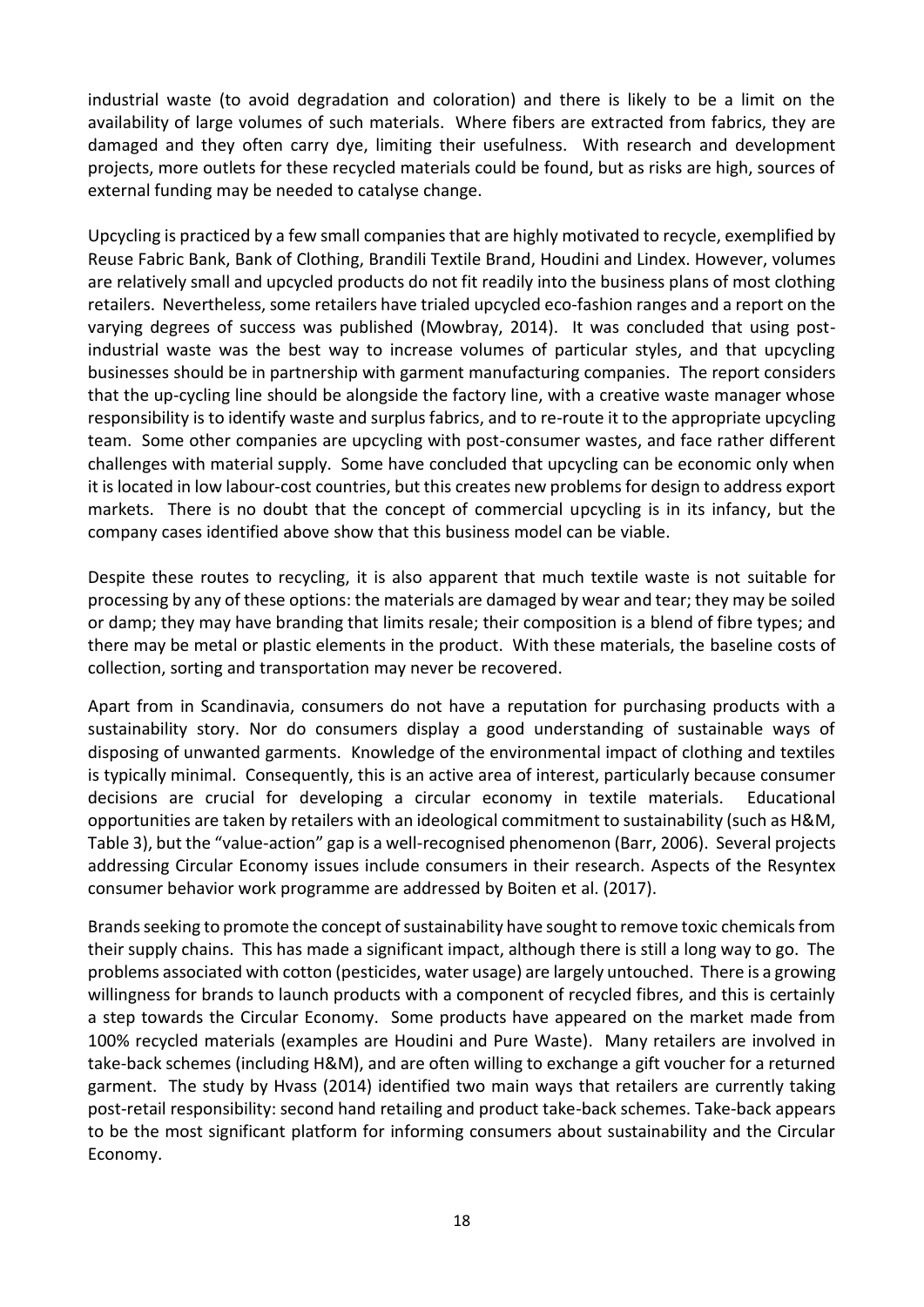industrial waste (to avoid degradation and coloration) and there is likely to be a limit on the availability of large volumes of such materials. Where fibers are extracted from fabrics, they are damaged and they often carry dye, limiting their usefulness. With research and development projects, more outlets for these recycled materials could be found, but as risks are high, sources of external funding may be needed to catalyse change.

Upcycling is practiced by a few small companies that are highly motivated to recycle, exemplified by Reuse Fabric Bank, Bank of Clothing, Brandili Textile Brand, Houdini and Lindex. However, volumes are relatively small and upcycled products do not fit readily into the business plans of most clothing retailers. Nevertheless, some retailers have trialed upcycled eco-fashion ranges and a report on the varying degrees of success was published (Mowbray, 2014). It was concluded that using post-industrial waste was the best way to increase volumes of particular styles, and that upcycling businesses should be in partnership with garment manufacturing companies. The report considers that the up-cycling line should be alongside the factory line, with a creative waste manager whose responsibility is to identify waste and surplus fabrics, and to re-route it to the appropriate upcycling team. Some other companies are upcycling with post-consumer wastes, and face rather different challenges with material supply. Some have concluded that upcycling can be economic only when it is located in low labour-cost countries, but this creates new problems for design to address export markets. There is no doubt that the concept of commercial upcycling is in its infancy, but the company cases identified above show that this business model can be viable.

Despite these routes to recycling, it is also apparent that much textile waste is not suitable for processing by any of these options: the materials are damaged by wear and tear; they may be soiled or damp; they may have branding that limits resale; their composition is a blend of fibre types; and there may be metal or plastic elements in the product. With these materials, the baseline costs of collection, sorting and transportation may never be recovered.

Apart from in Scandinavia, consumers do not have a reputation for purchasing products with a sustainability story. Nor do consumers display a good understanding of sustainable ways of disposing of unwanted garments. Knowledge of the environmental impact of clothing and textiles is typically minimal. Consequently, this is an active area of interest, particularly because consumer decisions are crucial for developing a circular economy in textile materials. Educational opportunities are taken by retailers with an ideological commitment to sustainability (such as H&M, Table 3), but the "value-action" gap is a well-recognised phenomenon (Barr, 2006). Several projects addressing Circular Economy issues include consumers in their research. Aspects of the Resyntex consumer behavior work programme are addressed by Boiten et al. (2017).

Brands seeking to promote the concept of sustainability have sought to remove toxic chemicals from their supply chains. This has made a significant impact, although there is still a long way to go. The problems associated with cotton (pesticides, water usage) are largely untouched. There is a growing willingness for brands to launch products with a component of recycled fibres, and this is certainly a step towards the Circular Economy. Some products have appeared on the market made from 100% recycled materials (examples are Houdini and Pure Waste). Many retailers are involved in take-back schemes (including H&M), and are often willing to exchange a gift voucher for a returned garment. The study by Hvass (2014) identified two main ways that retailers are currently taking post-retail responsibility: second hand retailing and product take-back schemes. Take-back appears to be the most significant platform for informing consumers about sustainability and the Circular Economy.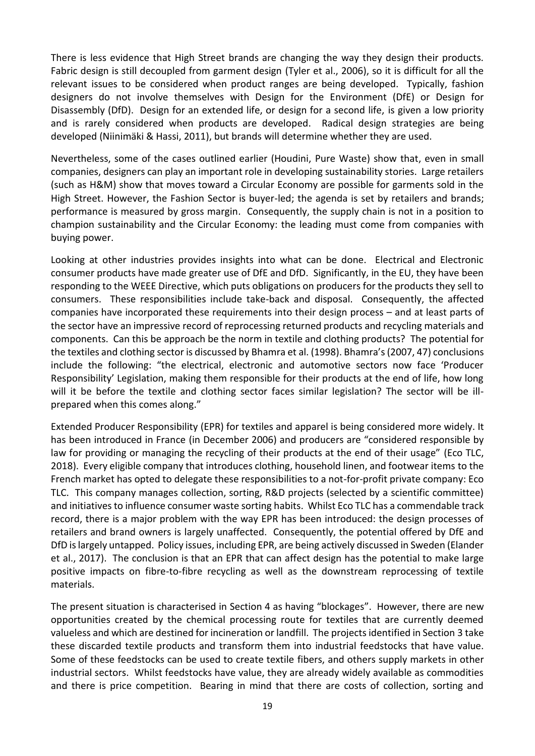There is less evidence that High Street brands are changing the way they design their products. Fabric design is still decoupled from garment design (Tyler et al., 2006), so it is difficult for all the relevant issues to be considered when product ranges are being developed. Typically, fashion designers do not involve themselves with Design for the Environment (DfE) or Design for Disassembly (DfD). Design for an extended life, or design for a second life, is given a low priority and is rarely considered when products are developed. Radical design strategies are being developed (Niinimäki & Hassi, 2011), but brands will determine whether they are used.

Nevertheless, some of the cases outlined earlier (Houdini, Pure Waste) show that, even in small companies, designers can play an important role in developing sustainability stories. Large retailers (such as H&M) show that moves toward a Circular Economy are possible for garments sold in the High Street. However, the Fashion Sector is buyer-led; the agenda is set by retailers and brands; performance is measured by gross margin. Consequently, the supply chain is not in a position to champion sustainability and the Circular Economy: the leading must come from companies with buying power.

Looking at other industries provides insights into what can be done. Electrical and Electronic consumer products have made greater use of DfE and DfD. Significantly, in the EU, they have been responding to the WEEE Directive, which puts obligations on producers for the products they sell to consumers. These responsibilities include take-back and disposal. Consequently, the affected companies have incorporated these requirements into their design process – and at least parts of the sector have an impressive record of reprocessing returned products and recycling materials and components. Can this be approach be the norm in textile and clothing products? The potential for the textiles and clothing sector is discussed by Bhamra et al. (1998). Bhamra's (2007, 47) conclusions include the following: "the electrical, electronic and automotive sectors now face 'Producer Responsibility' Legislation, making them responsible for their products at the end of life, how long will it be before the textile and clothing sector faces similar legislation? The sector will be ill-prepared when this comes along."

Extended Producer Responsibility (EPR) for textiles and apparel is being considered more widely. It has been introduced in France (in December 2006) and producers are "considered responsible by law for providing or managing the recycling of their products at the end of their usage" (Eco TLC, 2018). Every eligible company that introduces clothing, household linen, and footwear items to the French market has opted to delegate these responsibilities to a not-for-profit private company: Eco TLC. This company manages collection, sorting, R&D projects (selected by a scientific committee) and initiatives to influence consumer waste sorting habits. Whilst Eco TLC has a commendable track record, there is a major problem with the way EPR has been introduced: the design processes of retailers and brand owners is largely unaffected. Consequently, the potential offered by DfE and DfD is largely untapped. Policy issues, including EPR, are being actively discussed in Sweden (Elander et al., 2017). The conclusion is that an EPR that can affect design has the potential to make large positive impacts on fibre-to-fibre recycling as well as the downstream reprocessing of textile materials.

The present situation is characterised in Section 4 as having "blockages". However, there are new opportunities created by the chemical processing route for textiles that are currently deemed valueless and which are destined for incineration or landfill. The projects identified in Section 3 take these discarded textile products and transform them into industrial feedstocks that have value. Some of these feedstocks can be used to create textile fibers, and others supply markets in other industrial sectors. Whilst feedstocks have value, they are already widely available as commodities and there is price competition. Bearing in mind that there are costs of collection, sorting and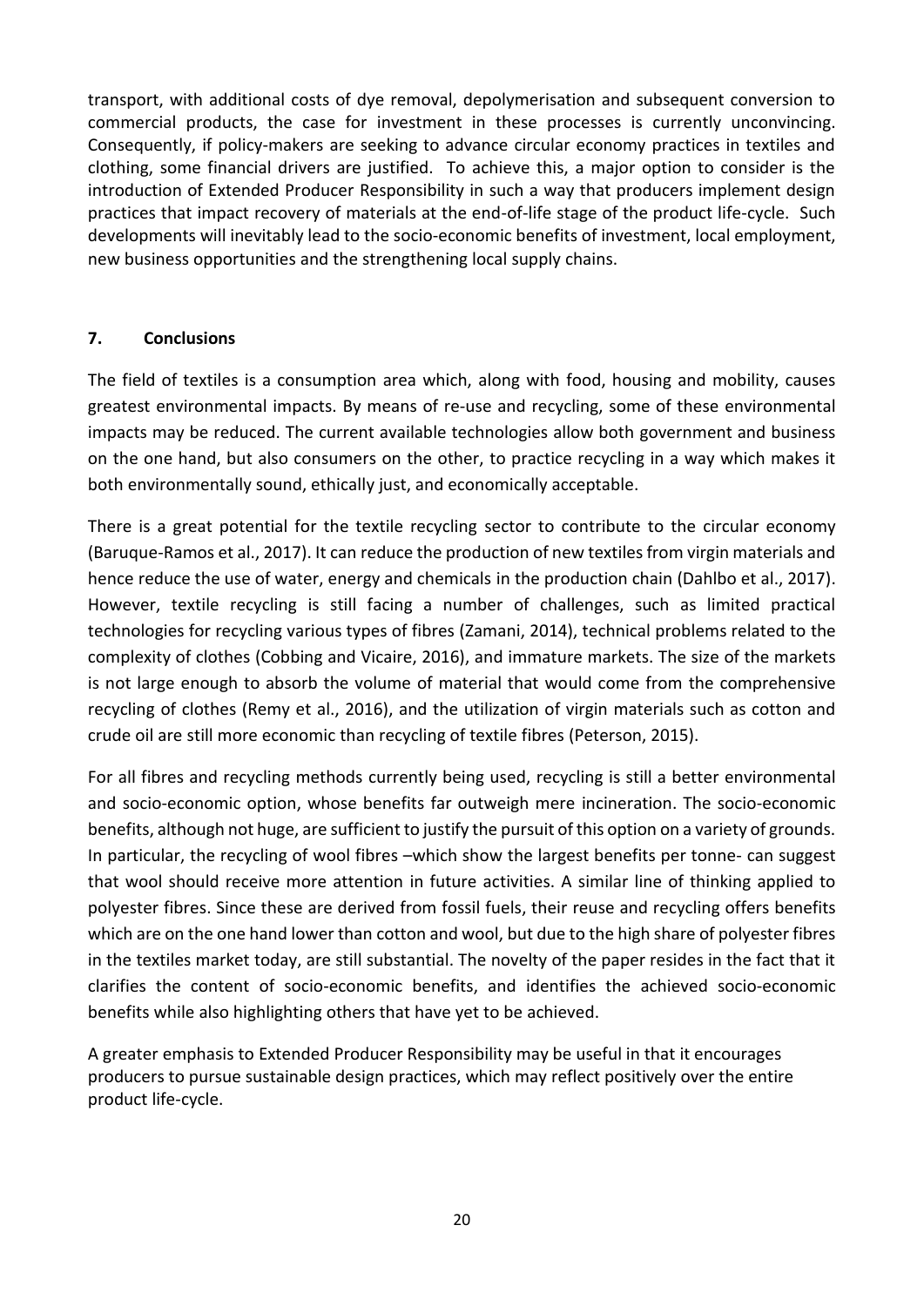transport, with additional costs of dye removal, depolymerisation and subsequent conversion to commercial products, the case for investment in these processes is currently unconvincing. Consequently, if policy-makers are seeking to advance circular economy practices in textiles and clothing, some financial drivers are justified. To achieve this, a major option to consider is the introduction of Extended Producer Responsibility in such a way that producers implement design practices that impact recovery of materials at the end-of-life stage of the product life-cycle. Such developments will inevitably lead to the socio-economic benefits of investment, local employment, new business opportunities and the strengthening local supply chains.

## 7. Conclusions

The field of textiles is a consumption area which, along with food, housing and mobility, causes greatest environmental impacts. By means of re-use and recycling, some of these environmental impacts may be reduced. The current available technologies allow both government and business on the one hand, but also consumers on the other, to practice recycling in a way which makes it both environmentally sound, ethically just, and economically acceptable.

There is a great potential for the textile recycling sector to contribute to the circular economy (Baruque-Ramos et al., 2017). It can reduce the production of new textiles from virgin materials and hence reduce the use of water, energy and chemicals in the production chain (Dahlbo et al., 2017). However, textile recycling is still facing a number of challenges, such as limited practical technologies for recycling various types of fibres (Zamani, 2014), technical problems related to the complexity of clothes (Cobbing and Vicaire, 2016), and immature markets. The size of the markets is not large enough to absorb the volume of material that would come from the comprehensive recycling of clothes (Remy et al., 2016), and the utilization of virgin materials such as cotton and crude oil are still more economic than recycling of textile fibres (Peterson, 2015).

For all fibres and recycling methods currently being used, recycling is still a better environmental and socio-economic option, whose benefits far outweigh mere incineration. The socio-economic benefits, although not huge, are sufficient to justify the pursuit of this option on a variety of grounds. In particular, the recycling of wool fibres –which show the largest benefits per tonne- can suggest that wool should receive more attention in future activities. A similar line of thinking applied to polyester fibres. Since these are derived from fossil fuels, their reuse and recycling offers benefits which are on the one hand lower than cotton and wool, but due to the high share of polyester fibres in the textiles market today, are still substantial. The novelty of the paper resides in the fact that it clarifies the content of socio-economic benefits, and identifies the achieved socio-economic benefits while also highlighting others that have yet to be achieved.

A greater emphasis to Extended Producer Responsibility may be useful in that it encourages producers to pursue sustainable design practices, which may reflect positively over the entire product life-cycle.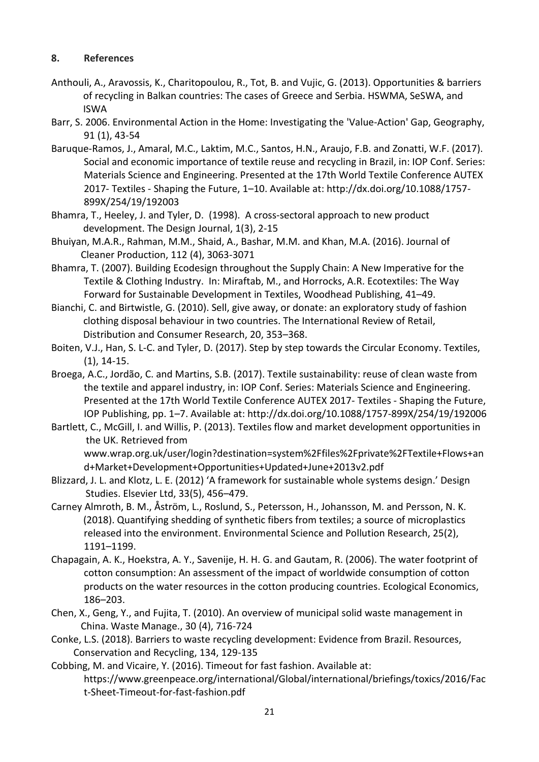## 8. References

Anthouli, A., Aravossis, K., Charitopoulou, R., Tot, B. and Vujic, G. (2013). Opportunities & barriers of recycling in Balkan countries: The cases of Greece and Serbia. HSWMA, SeSWA, and ISWA

Barr, S. 2006. Environmental Action in the Home: Investigating the 'Value-Action' Gap, Geography, 91 (1), 43-54

Baruque-Ramos, J., Amaral, M.C., Laktim, M.C., Santos, H.N., Araujo, F.B. and Zonatti, W.F. (2017). Social and economic importance of textile reuse and recycling in Brazil, in: IOP Conf. Series: Materials Science and Engineering. Presented at the 17th World Textile Conference AUTEX 2017- Textiles - Shaping the Future, 1–10. Available at: http://dx.doi.org/10.1088/1757-899X/254/19/192003

Bhamra, T., Heeley, J. and Tyler, D. (1998). A cross-sectoral approach to new product development. The Design Journal, 1(3), 2-15

Bhuiyan, M.A.R., Rahman, M.M., Shaid, A., Bashar, M.M. and Khan, M.A. (2016). Journal of Cleaner Production, 112 (4), 3063-3071

Bhamra, T. (2007). Building Ecodesign throughout the Supply Chain: A New Imperative for the Textile & Clothing Industry. In: Miraftab, M., and Horrocks, A.R. Ecotextiles: The Way Forward for Sustainable Development in Textiles, Woodhead Publishing, 41–49.

Bianchi, C. and Birtwistle, G. (2010). Sell, give away, or donate: an exploratory study of fashion clothing disposal behaviour in two countries. The International Review of Retail, Distribution and Consumer Research, 20, 353–368.

Boiten, V.J., Han, S. L-C. and Tyler, D. (2017). Step by step towards the Circular Economy. Textiles, (1), 14-15.

Broega, A.C., Jordão, C. and Martins, S.B. (2017). Textile sustainability: reuse of clean waste from the textile and apparel industry, in: IOP Conf. Series: Materials Science and Engineering. Presented at the 17th World Textile Conference AUTEX 2017- Textiles - Shaping the Future, IOP Publishing, pp. 1–7. Available at: http://dx.doi.org/10.1088/1757-899X/254/19/192006

Bartlett, C., McGill, I. and Willis, P. (2013). Textiles flow and market development opportunities in the UK. Retrieved from www.wrap.org.uk/user/login?destination=system%2Ffiles%2Fprivate%2FTextile+Flows+and+Market+Development+Opportunities+Updated+June+2013v2.pdf

Blizzard, J. L. and Klotz, L. E. (2012) 'A framework for sustainable whole systems design.' Design Studies. Elsevier Ltd, 33(5), 456–479.

Carney Almroth, B. M., Åström, L., Roslund, S., Petersson, H., Johansson, M. and Persson, N. K. (2018). Quantifying shedding of synthetic fibers from textiles; a source of microplastics released into the environment. Environmental Science and Pollution Research, 25(2), 1191–1199.

Chapagain, A. K., Hoekstra, A. Y., Savenije, H. H. G. and Gautam, R. (2006). The water footprint of cotton consumption: An assessment of the impact of worldwide consumption of cotton products on the water resources in the cotton producing countries. Ecological Economics, 186–203.

Chen, X., Geng, Y., and Fujita, T. (2010). An overview of municipal solid waste management in China. Waste Manage., 30 (4), 716-724

Conke, L.S. (2018). Barriers to waste recycling development: Evidence from Brazil. Resources, Conservation and Recycling, 134, 129-135

Cobbing, M. and Vicaire, Y. (2016). Timeout for fast fashion. Available at: https://www.greenpeace.org/international/Global/international/briefings/toxics/2016/Fact-Sheet-Timeout-for-fast-fashion.pdf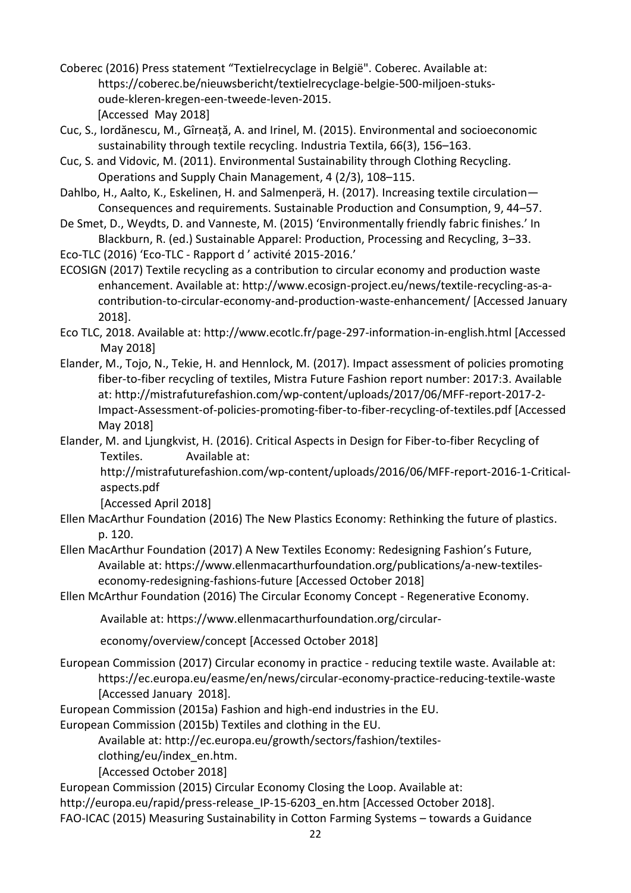Coberec (2016) Press statement "Textielrecyclage in België". Coberec. Available at: https://coberec.be/nieuwsbericht/textielrecyclage-belgie-500-miljoen-stuks-oude-kleren-kregen-een-tweede-leven-2015. [Accessed May 2018]

Cuc, S., Iordănescu, M., Gîrneață, A. and Irinel, M. (2015). Environmental and socioeconomic sustainability through textile recycling. Industria Textila, 66(3), 156–163.

Cuc, S. and Vidovic, M. (2011). Environmental Sustainability through Clothing Recycling. Operations and Supply Chain Management, 4 (2/3), 108–115.

Dahlbo, H., Aalto, K., Eskelinen, H. and Salmenperä, H. (2017). Increasing textile circulation—Consequences and requirements. Sustainable Production and Consumption, 9, 44–57.

De Smet, D., Weydts, D. and Vanneste, M. (2015) 'Environmentally friendly fabric finishes.' In Blackburn, R. (ed.) Sustainable Apparel: Production, Processing and Recycling, 3–33.

Eco-TLC (2016) 'Eco-TLC - Rapport d ' activité 2015-2016.'

ECOSIGN (2017) Textile recycling as a contribution to circular economy and production waste enhancement. Available at: http://www.ecosign-project.eu/news/textile-recycling-as-a-contribution-to-circular-economy-and-production-waste-enhancement/ [Accessed January 2018].

Eco TLC, 2018. Available at: http://www.ecotlc.fr/page-297-information-in-english.html [Accessed May 2018]

Elander, M., Tojo, N., Tekie, H. and Hennlock, M. (2017). Impact assessment of policies promoting fiber-to-fiber recycling of textiles, Mistra Future Fashion report number: 2017:3. Available at: http://mistrafuturefashion.com/wp-content/uploads/2017/06/MFF-report-2017-2-Impact-Assessment-of-policies-promoting-fiber-to-fiber-recycling-of-textiles.pdf [Accessed May 2018]

Elander, M. and Ljungkvist, H. (2016). Critical Aspects in Design for Fiber-to-fiber Recycling of Textiles. Available at: http://mistrafuturefashion.com/wp-content/uploads/2016/06/MFF-report-2016-1-Critical-aspects.pdf [Accessed April 2018]

Ellen MacArthur Foundation (2016) The New Plastics Economy: Rethinking the future of plastics. p. 120.

Ellen MacArthur Foundation (2017) A New Textiles Economy: Redesigning Fashion's Future, Available at: https://www.ellenmacarthurfoundation.org/publications/a-new-textiles-economy-redesigning-fashions-future [Accessed October 2018]

Ellen McArthur Foundation (2016) The Circular Economy Concept - Regenerative Economy. Available at: https://www.ellenmacarthurfoundation.org/circular-economy/overview/concept [Accessed October 2018]

European Commission (2017) Circular economy in practice - reducing textile waste. Available at: https://ec.europa.eu/easme/en/news/circular-economy-practice-reducing-textile-waste [Accessed January 2018].

European Commission (2015a) Fashion and high-end industries in the EU.

European Commission (2015b) Textiles and clothing in the EU. Available at: http://ec.europa.eu/growth/sectors/fashion/textiles-clothing/eu/index_en.htm. [Accessed October 2018]

European Commission (2015) Circular Economy Closing the Loop. Available at: http://europa.eu/rapid/press-release_IP-15-6203_en.htm [Accessed October 2018].

FAO-ICAC (2015) Measuring Sustainability in Cotton Farming Systems – towards a Guidance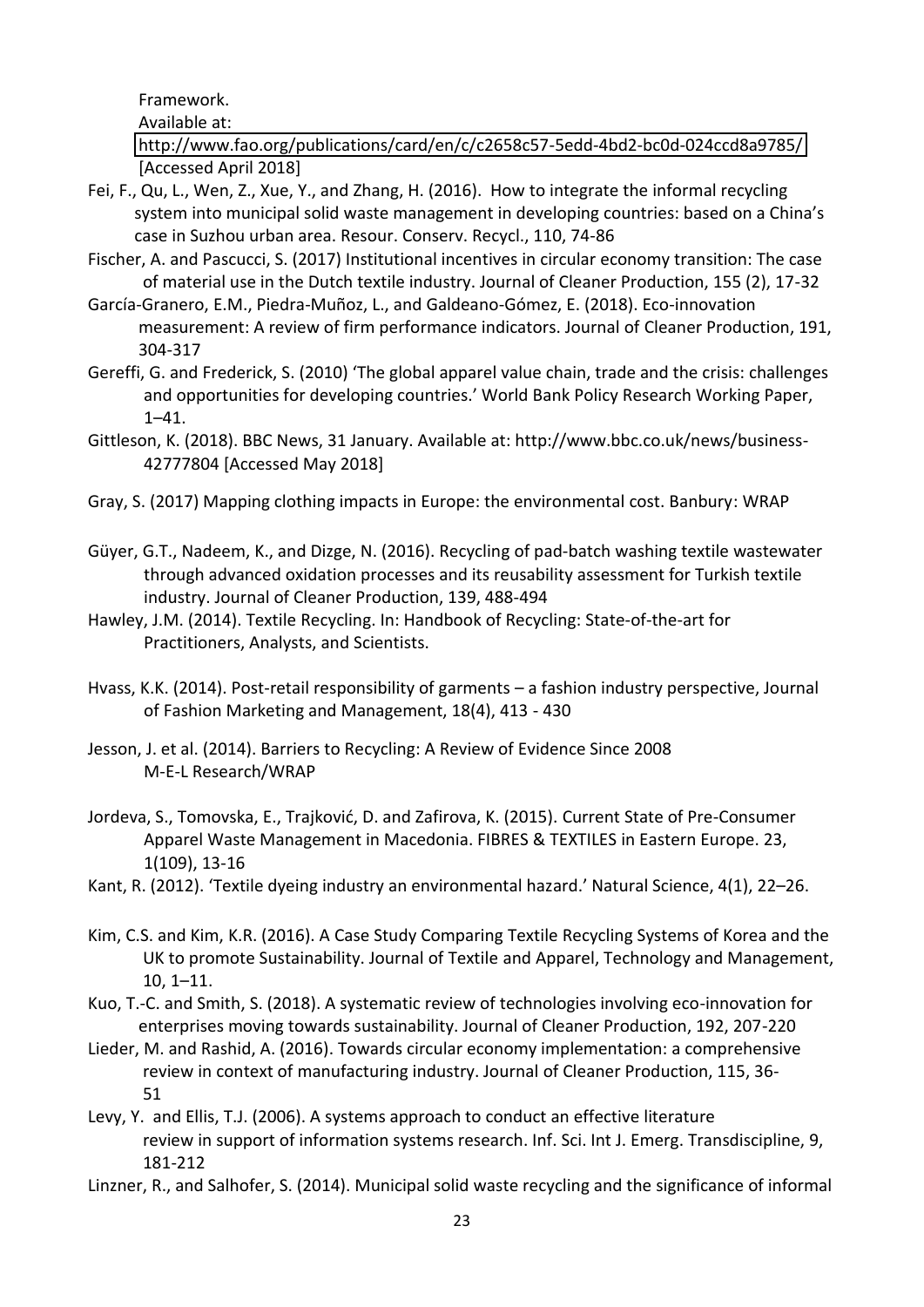Framework.
Available at:
http://www.fao.org/publications/card/en/c/c2658c57-5edd-4bd2-bc0d-024ccd8a9785/ [Accessed April 2018]

Fei, F., Qu, L., Wen, Z., Xue, Y., and Zhang, H. (2016). How to integrate the informal recycling system into municipal solid waste management in developing countries: based on a China's case in Suzhou urban area. Resour. Conserv. Recycl., 110, 74-86

Fischer, A. and Pascucci, S. (2017) Institutional incentives in circular economy transition: The case of material use in the Dutch textile industry. Journal of Cleaner Production, 155 (2), 17-32

García-Granero, E.M., Piedra-Muñoz, L., and Galdeano-Gómez, E. (2018). Eco-innovation measurement: A review of firm performance indicators. Journal of Cleaner Production, 191, 304-317

Gereffi, G. and Frederick, S. (2010) 'The global apparel value chain, trade and the crisis: challenges and opportunities for developing countries.' World Bank Policy Research Working Paper, 1–41.

Gittleson, K. (2018). BBC News, 31 January. Available at: http://www.bbc.co.uk/news/business-42777804 [Accessed May 2018]

Gray, S. (2017) Mapping clothing impacts in Europe: the environmental cost. Banbury: WRAP

Güyer, G.T., Nadeem, K., and Dizge, N. (2016). Recycling of pad-batch washing textile wastewater through advanced oxidation processes and its reusability assessment for Turkish textile industry. Journal of Cleaner Production, 139, 488-494

Hawley, J.M. (2014). Textile Recycling. In: Handbook of Recycling: State-of-the-art for Practitioners, Analysts, and Scientists.

Hvass, K.K. (2014). Post-retail responsibility of garments – a fashion industry perspective, Journal of Fashion Marketing and Management, 18(4), 413 - 430

Jesson, J. et al. (2014). Barriers to Recycling: A Review of Evidence Since 2008 M-E-L Research/WRAP

Jordeva, S., Tomovska, E., Trajković, D. and Zafirova, K. (2015). Current State of Pre-Consumer Apparel Waste Management in Macedonia. FIBRES & TEXTILES in Eastern Europe. 23, 1(109), 13-16

Kant, R. (2012). 'Textile dyeing industry an environmental hazard.' Natural Science, 4(1), 22–26.

Kim, C.S. and Kim, K.R. (2016). A Case Study Comparing Textile Recycling Systems of Korea and the UK to promote Sustainability. Journal of Textile and Apparel, Technology and Management, 10, 1–11.

Kuo, T.-C. and Smith, S. (2018). A systematic review of technologies involving eco-innovation for enterprises moving towards sustainability. Journal of Cleaner Production, 192, 207-220

Lieder, M. and Rashid, A. (2016). Towards circular economy implementation: a comprehensive review in context of manufacturing industry. Journal of Cleaner Production, 115, 36-51

Levy, Y. and Ellis, T.J. (2006). A systems approach to conduct an effective literature review in support of information systems research. Inf. Sci. Int J. Emerg. Transdiscipline, 9, 181-212

Linzner, R., and Salhofer, S. (2014). Municipal solid waste recycling and the significance of informal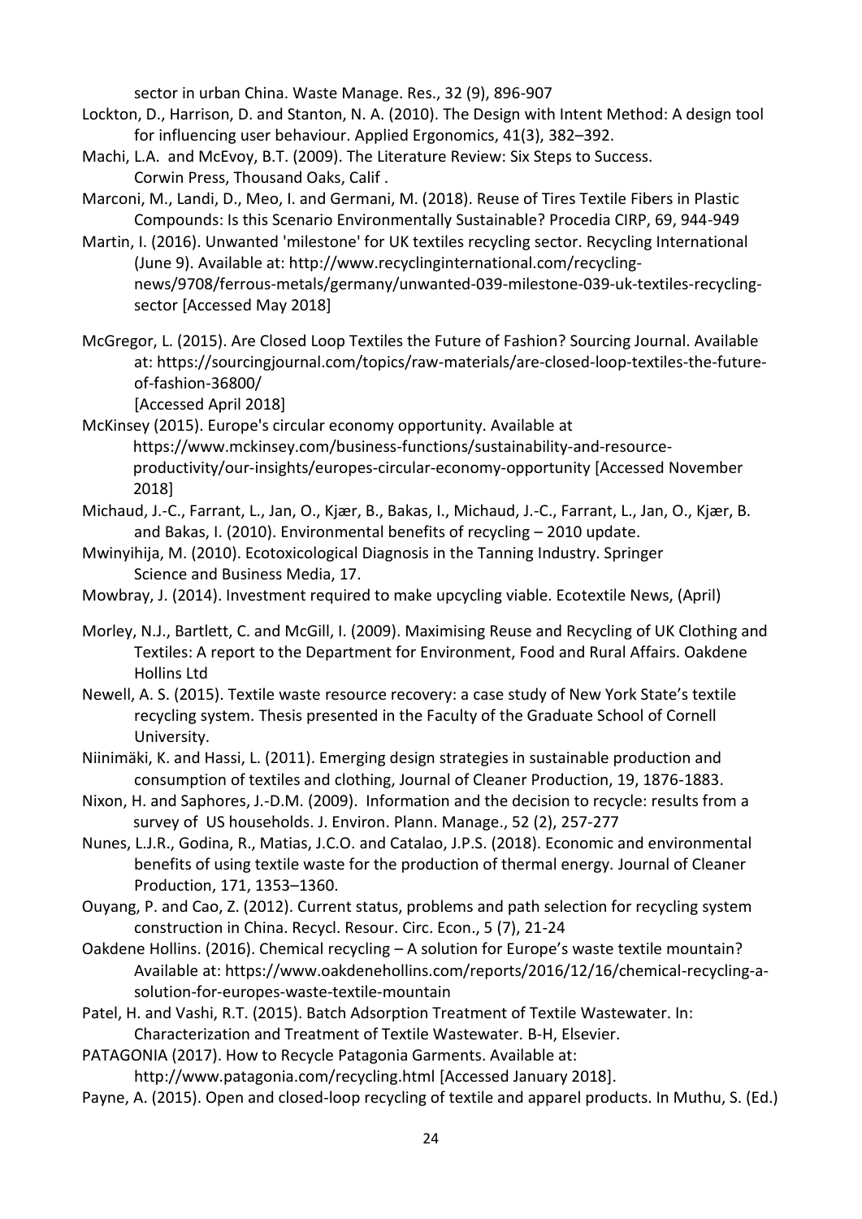sector in urban China. Waste Manage. Res., 32 (9), 896-907

Lockton, D., Harrison, D. and Stanton, N. A. (2010). The Design with Intent Method: A design tool for influencing user behaviour. Applied Ergonomics, 41(3), 382–392.

Machi, L.A. and McEvoy, B.T. (2009). The Literature Review: Six Steps to Success. Corwin Press, Thousand Oaks, Calif .

Marconi, M., Landi, D., Meo, I. and Germani, M. (2018). Reuse of Tires Textile Fibers in Plastic Compounds: Is this Scenario Environmentally Sustainable? Procedia CIRP, 69, 944-949

Martin, I. (2016). Unwanted 'milestone' for UK textiles recycling sector. Recycling International (June 9). Available at: http://www.recyclinginternational.com/recycling-news/9708/ferrous-metals/germany/unwanted-039-milestone-039-uk-textiles-recycling-sector [Accessed May 2018]

McGregor, L. (2015). Are Closed Loop Textiles the Future of Fashion? Sourcing Journal. Available at: https://sourcingjournal.com/topics/raw-materials/are-closed-loop-textiles-the-future-of-fashion-36800/ [Accessed April 2018]

McKinsey (2015). Europe's circular economy opportunity. Available at https://www.mckinsey.com/business-functions/sustainability-and-resource-productivity/our-insights/europes-circular-economy-opportunity [Accessed November 2018]

Michaud, J.-C., Farrant, L., Jan, O., Kjær, B., Bakas, I., Michaud, J.-C., Farrant, L., Jan, O., Kjær, B. and Bakas, I. (2010). Environmental benefits of recycling – 2010 update.

Mwinyihija, M. (2010). Ecotoxicological Diagnosis in the Tanning Industry. Springer Science and Business Media, 17.

Mowbray, J. (2014). Investment required to make upcycling viable. Ecotextile News, (April)

Morley, N.J., Bartlett, C. and McGill, I. (2009). Maximising Reuse and Recycling of UK Clothing and Textiles: A report to the Department for Environment, Food and Rural Affairs. Oakdene Hollins Ltd

Newell, A. S. (2015). Textile waste resource recovery: a case study of New York State's textile recycling system. Thesis presented in the Faculty of the Graduate School of Cornell University.

Niinimäki, K. and Hassi, L. (2011). Emerging design strategies in sustainable production and consumption of textiles and clothing, Journal of Cleaner Production, 19, 1876-1883.

Nixon, H. and Saphores, J.-D.M. (2009). Information and the decision to recycle: results from a survey of US households. J. Environ. Plann. Manage., 52 (2), 257-277

Nunes, L.J.R., Godina, R., Matias, J.C.O. and Catalao, J.P.S. (2018). Economic and environmental benefits of using textile waste for the production of thermal energy. Journal of Cleaner Production, 171, 1353–1360.

Ouyang, P. and Cao, Z. (2012). Current status, problems and path selection for recycling system construction in China. Recycl. Resour. Circ. Econ., 5 (7), 21-24

Oakdene Hollins. (2016). Chemical recycling – A solution for Europe's waste textile mountain? Available at: https://www.oakdenehollins.com/reports/2016/12/16/chemical-recycling-a-solution-for-europes-waste-textile-mountain

Patel, H. and Vashi, R.T. (2015). Batch Adsorption Treatment of Textile Wastewater. In: Characterization and Treatment of Textile Wastewater. B-H, Elsevier.

PATAGONIA (2017). How to Recycle Patagonia Garments. Available at: http://www.patagonia.com/recycling.html [Accessed January 2018].

Payne, A. (2015). Open and closed-loop recycling of textile and apparel products. In Muthu, S. (Ed.)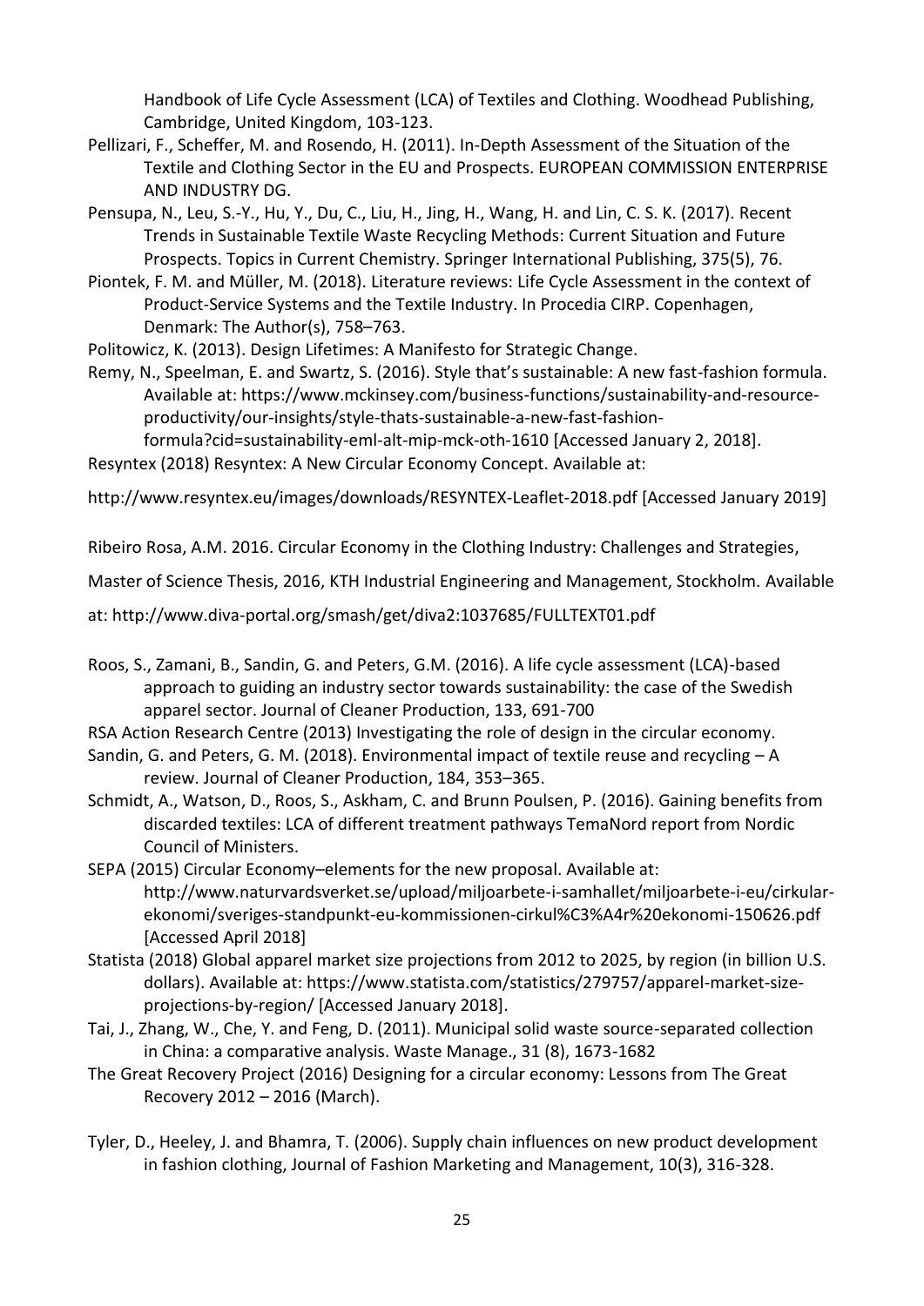Handbook of Life Cycle Assessment (LCA) of Textiles and Clothing. Woodhead Publishing, Cambridge, United Kingdom, 103-123.

Pellizari, F., Scheffer, M. and Rosendo, H. (2011). In-Depth Assessment of the Situation of the Textile and Clothing Sector in the EU and Prospects. EUROPEAN COMMISSION ENTERPRISE AND INDUSTRY DG.

Pensupa, N., Leu, S.-Y., Hu, Y., Du, C., Liu, H., Jing, H., Wang, H. and Lin, C. S. K. (2017). Recent Trends in Sustainable Textile Waste Recycling Methods: Current Situation and Future Prospects. Topics in Current Chemistry. Springer International Publishing, 375(5), 76.

Piontek, F. M. and Müller, M. (2018). Literature reviews: Life Cycle Assessment in the context of Product-Service Systems and the Textile Industry. In Procedia CIRP. Copenhagen, Denmark: The Author(s), 758–763.

Politowicz, K. (2013). Design Lifetimes: A Manifesto for Strategic Change.

Remy, N., Speelman, E. and Swartz, S. (2016). Style that's sustainable: A new fast-fashion formula. Available at: https://www.mckinsey.com/business-functions/sustainability-and-resource-productivity/our-insights/style-thats-sustainable-a-new-fast-fashion-formula?cid=sustainability-eml-alt-mip-mck-oth-1610 [Accessed January 2, 2018].

Resyntex (2018) Resyntex: A New Circular Economy Concept. Available at:

http://www.resyntex.eu/images/downloads/RESYNTEX-Leaflet-2018.pdf [Accessed January 2019]

Ribeiro Rosa, A.M. 2016. Circular Economy in the Clothing Industry: Challenges and Strategies,

Master of Science Thesis, 2016, KTH Industrial Engineering and Management, Stockholm. Available

at: http://www.diva-portal.org/smash/get/diva2:1037685/FULLTEXT01.pdf

Roos, S., Zamani, B., Sandin, G. and Peters, G.M. (2016). A life cycle assessment (LCA)-based approach to guiding an industry sector towards sustainability: the case of the Swedish apparel sector. Journal of Cleaner Production, 133, 691-700

RSA Action Research Centre (2013) Investigating the role of design in the circular economy.

Sandin, G. and Peters, G. M. (2018). Environmental impact of textile reuse and recycling – A review. Journal of Cleaner Production, 184, 353–365.

Schmidt, A., Watson, D., Roos, S., Askham, C. and Brunn Poulsen, P. (2016). Gaining benefits from discarded textiles: LCA of different treatment pathways TemaNord report from Nordic Council of Ministers.

SEPA (2015) Circular Economy–elements for the new proposal. Available at: http://www.naturvardsverket.se/upload/miljoarbete-i-samhallet/miljoarbete-i-eu/cirkular-ekonomi/sveriges-standpunkt-eu-kommissionen-cirkul%C3%A4r%20ekonomi-150626.pdf [Accessed April 2018]

Statista (2018) Global apparel market size projections from 2012 to 2025, by region (in billion U.S. dollars). Available at: https://www.statista.com/statistics/279757/apparel-market-size-projections-by-region/ [Accessed January 2018].

Tai, J., Zhang, W., Che, Y. and Feng, D. (2011). Municipal solid waste source-separated collection in China: a comparative analysis. Waste Manage., 31 (8), 1673-1682

The Great Recovery Project (2016) Designing for a circular economy: Lessons from The Great Recovery 2012 – 2016 (March).

Tyler, D., Heeley, J. and Bhamra, T. (2006). Supply chain influences on new product development in fashion clothing, Journal of Fashion Marketing and Management, 10(3), 316-328.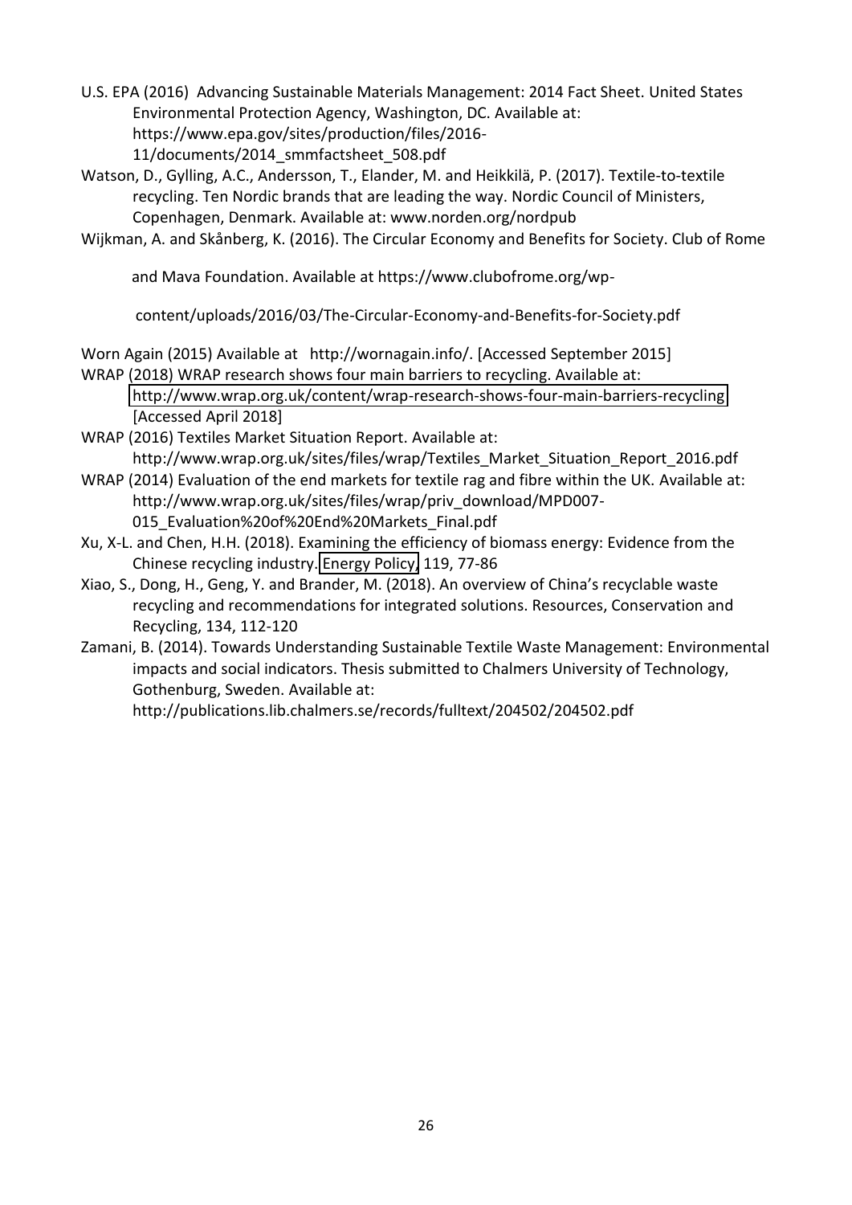U.S. EPA (2016) Advancing Sustainable Materials Management: 2014 Fact Sheet. United States Environmental Protection Agency, Washington, DC. Available at: https://www.epa.gov/sites/production/files/2016-11/documents/2014_smmfactsheet_508.pdf

Watson, D., Gylling, A.C., Andersson, T., Elander, M. and Heikkilä, P. (2017). Textile-to-textile recycling. Ten Nordic brands that are leading the way. Nordic Council of Ministers, Copenhagen, Denmark. Available at: www.norden.org/nordpub

Wijkman, A. and Skånberg, K. (2016). The Circular Economy and Benefits for Society. Club of Rome and Mava Foundation. Available at https://www.clubofrome.org/wp-content/uploads/2016/03/The-Circular-Economy-and-Benefits-for-Society.pdf

Worn Again (2015) Available at http://wornagain.info/. [Accessed September 2015]

WRAP (2018) WRAP research shows four main barriers to recycling. Available at: http://www.wrap.org.uk/content/wrap-research-shows-four-main-barriers-recycling [Accessed April 2018]

WRAP (2016) Textiles Market Situation Report. Available at: http://www.wrap.org.uk/sites/files/wrap/Textiles_Market_Situation_Report_2016.pdf

WRAP (2014) Evaluation of the end markets for textile rag and fibre within the UK. Available at: http://www.wrap.org.uk/sites/files/wrap/priv_download/MPD007-015_Evaluation%20of%20End%20Markets_Final.pdf

Xu, X-L. and Chen, H.H. (2018). Examining the efficiency of biomass energy: Evidence from the Chinese recycling industry. Energy Policy, 119, 77-86

Xiao, S., Dong, H., Geng, Y. and Brander, M. (2018). An overview of China's recyclable waste recycling and recommendations for integrated solutions. Resources, Conservation and Recycling, 134, 112-120

Zamani, B. (2014). Towards Understanding Sustainable Textile Waste Management: Environmental impacts and social indicators. Thesis submitted to Chalmers University of Technology, Gothenburg, Sweden. Available at: http://publications.lib.chalmers.se/records/fulltext/204502/204502.pdf